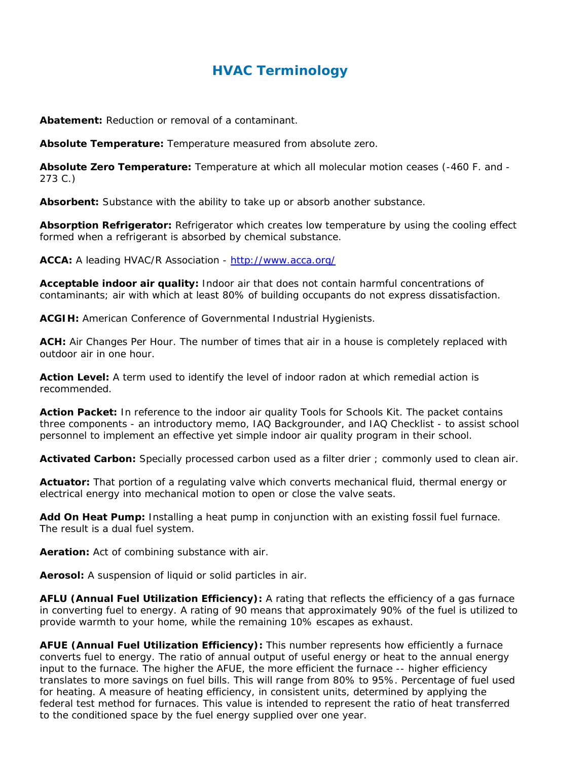# HVAC Terminology

**Abatement:** Reduction or removal of a contaminant.

**Absolute Temperature:** Temperature measured from absolute zero.

**Absolute Zero Temperature:** Temperature at which all molecular motion ceases (-460 F. and -273 C.)

**Absorbent:** Substance with the ability to take up or absorb another substance.

**Absorption Refrigerator:** Refrigerator which creates low temperature by using the cooling effect formed when a refrigerant is absorbed by chemical substance.

**ACCA:** A leading HVAC/R Association - http://www.acca.org/

**Acceptable indoor air quality:** Indoor air that does not contain harmful concentrations of contaminants; air with which at least 80% of building occupants do not express dissatisfaction.

**ACGIH:** American Conference of Governmental Industrial Hygienists.

**ACH:** Air Changes Per Hour. The number of times that air in a house is completely replaced with outdoor air in one hour.

**Action Level:** A term used to identify the level of indoor radon at which remedial action is recommended.

**Action Packet:** In reference to the indoor air quality Tools for Schools Kit. The packet contains three components - an introductory memo, IAQ Backgrounder, and IAQ Checklist - to assist school personnel to implement an effective yet simple indoor air quality program in their school.

**Activated Carbon:** Specially processed carbon used as a filter drier ; commonly used to clean air.

**Actuator:** That portion of a regulating valve which converts mechanical fluid, thermal energy or electrical energy into mechanical motion to open or close the valve seats.

**Add On Heat Pump:** Installing a heat pump in conjunction with an existing fossil fuel furnace. The result is a dual fuel system.

**Aeration:** Act of combining substance with air.

**Aerosol:** A suspension of liquid or solid particles in air.

**AFLU (Annual Fuel Utilization Efficiency):** A rating that reflects the efficiency of a gas furnace in converting fuel to energy. A rating of 90 means that approximately 90% of the fuel is utilized to provide warmth to your home, while the remaining 10% escapes as exhaust.

**AFUE (Annual Fuel Utilization Efficiency):** This number represents how efficiently a furnace converts fuel to energy. The ratio of annual output of useful energy or heat to the annual energy input to the furnace. The higher the AFUE, the more efficient the furnace -- higher efficiency translates to more savings on fuel bills. This will range from 80% to 95%. Percentage of fuel used for heating. A measure of heating efficiency, in consistent units, determined by applying the federal test method for furnaces. This value is intended to represent the ratio of heat transferred to the conditioned space by the fuel energy supplied over one year.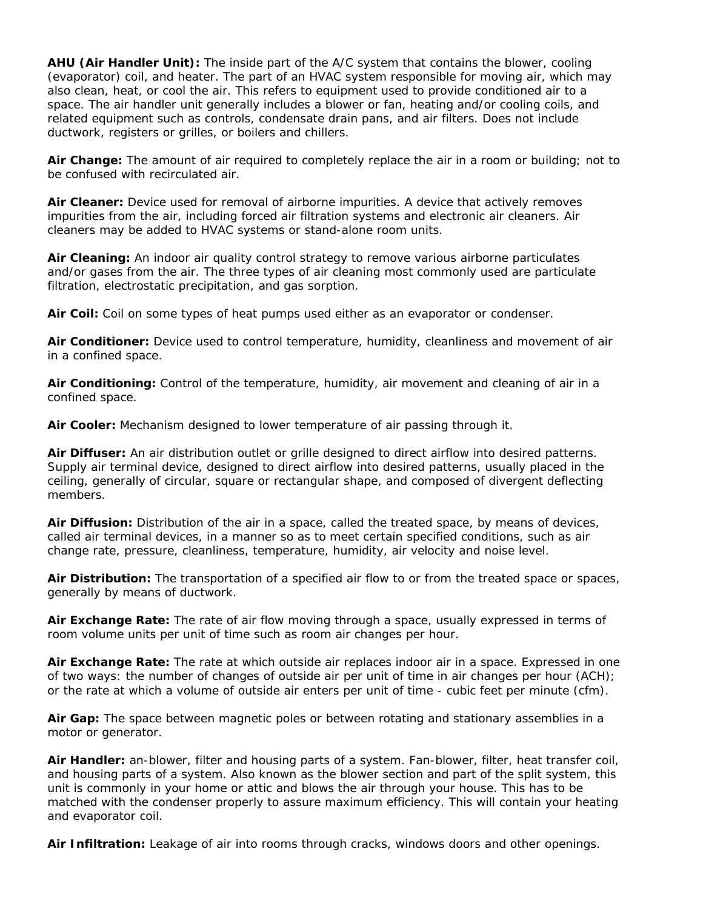**AHU (Air Handler Unit):** The inside part of the A/C system that contains the blower, cooling (evaporator) coil, and heater. The part of an HVAC system responsible for moving air, which may also clean, heat, or cool the air. This refers to equipment used to provide conditioned air to a space. The air handler unit generally includes a blower or fan, heating and/or cooling coils, and related equipment such as controls, condensate drain pans, and air filters. Does not include ductwork, registers or grilles, or boilers and chillers.

**Air Change:** The amount of air required to completely replace the air in a room or building; not to be confused with recirculated air.

**Air Cleaner:** Device used for removal of airborne impurities. A device that actively removes impurities from the air, including forced air filtration systems and electronic air cleaners. Air cleaners may be added to HVAC systems or stand-alone room units.

**Air Cleaning:** An indoor air quality control strategy to remove various airborne particulates and/or gases from the air. The three types of air cleaning most commonly used are particulate filtration, electrostatic precipitation, and gas sorption.

**Air Coil:** Coil on some types of heat pumps used either as an evaporator or condenser.

**Air Conditioner:** Device used to control temperature, humidity, cleanliness and movement of air in a confined space.

**Air Conditioning:** Control of the temperature, humidity, air movement and cleaning of air in a confined space.

**Air Cooler:** Mechanism designed to lower temperature of air passing through it.

**Air Diffuser:** An air distribution outlet or grille designed to direct airflow into desired patterns. Supply air terminal device, designed to direct airflow into desired patterns, usually placed in the ceiling, generally of circular, square or rectangular shape, and composed of divergent deflecting members.

**Air Diffusion:** Distribution of the air in a space, called the treated space, by means of devices, called air terminal devices, in a manner so as to meet certain specified conditions, such as air change rate, pressure, cleanliness, temperature, humidity, air velocity and noise level.

**Air Distribution:** The transportation of a specified air flow to or from the treated space or spaces, generally by means of ductwork.

**Air Exchange Rate:** The rate of air flow moving through a space, usually expressed in terms of room volume units per unit of time such as room air changes per hour.

**Air Exchange Rate:** The rate at which outside air replaces indoor air in a space. Expressed in one of two ways: the number of changes of outside air per unit of time in air changes per hour (ACH); or the rate at which a volume of outside air enters per unit of time - cubic feet per minute (cfm).

**Air Gap:** The space between magnetic poles or between rotating and stationary assemblies in a motor or generator.

**Air Handler:** an-blower, filter and housing parts of a system. Fan-blower, filter, heat transfer coil, and housing parts of a system. Also known as the blower section and part of the split system, this unit is commonly in your home or attic and blows the air through your house. This has to be matched with the condenser properly to assure maximum efficiency. This will contain your heating and evaporator coil.

**Air Infiltration:** Leakage of air into rooms through cracks, windows doors and other openings.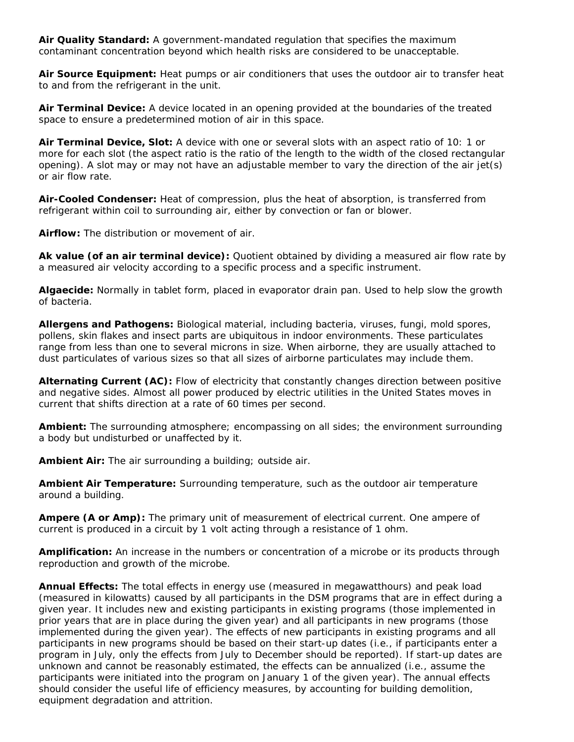**Air Quality Standard:** A government-mandated regulation that specifies the maximum contaminant concentration beyond which health risks are considered to be unacceptable.

**Air Source Equipment:** Heat pumps or air conditioners that uses the outdoor air to transfer heat to and from the refrigerant in the unit.

**Air Terminal Device:** A device located in an opening provided at the boundaries of the treated space to ensure a predetermined motion of air in this space.

**Air Terminal Device, Slot:** A device with one or several slots with an aspect ratio of 10: 1 or more for each slot (the aspect ratio is the ratio of the length to the width of the closed rectangular opening). A slot may or may not have an adjustable member to vary the direction of the air jet(s) or air flow rate.

**Air-Cooled Condenser:** Heat of compression, plus the heat of absorption, is transferred from refrigerant within coil to surrounding air, either by convection or fan or blower.

**Airflow:** The distribution or movement of air.

**Ak value (of an air terminal device):** Quotient obtained by dividing a measured air flow rate by a measured air velocity according to a specific process and a specific instrument.

**Algaecide:** Normally in tablet form, placed in evaporator drain pan. Used to help slow the growth of bacteria.

**Allergens and Pathogens:** Biological material, including bacteria, viruses, fungi, mold spores, pollens, skin flakes and insect parts are ubiquitous in indoor environments. These particulates range from less than one to several microns in size. When airborne, they are usually attached to dust particulates of various sizes so that all sizes of airborne particulates may include them.

**Alternating Current (AC):** Flow of electricity that constantly changes direction between positive and negative sides. Almost all power produced by electric utilities in the United States moves in current that shifts direction at a rate of 60 times per second.

**Ambient:** The surrounding atmosphere; encompassing on all sides; the environment surrounding a body but undisturbed or unaffected by it.

**Ambient Air:** The air surrounding a building; outside air.

**Ambient Air Temperature:** Surrounding temperature, such as the outdoor air temperature around a building.

**Ampere (A or Amp):** The primary unit of measurement of electrical current. One ampere of current is produced in a circuit by 1 volt acting through a resistance of 1 ohm.

**Amplification:** An increase in the numbers or concentration of a microbe or its products through reproduction and growth of the microbe.

**Annual Effects:** The total effects in energy use (measured in megawatthours) and peak load (measured in kilowatts) caused by all participants in the DSM programs that are in effect during a given year. It includes new and existing participants in existing programs (those implemented in prior years that are in place during the given year) and all participants in new programs (those implemented during the given year). The effects of new participants in existing programs and all participants in new programs should be based on their start-up dates (i.e., if participants enter a program in July, only the effects from July to December should be reported). If start-up dates are unknown and cannot be reasonably estimated, the effects can be annualized (i.e., assume the participants were initiated into the program on January 1 of the given year). The annual effects should consider the useful life of efficiency measures, by accounting for building demolition, equipment degradation and attrition.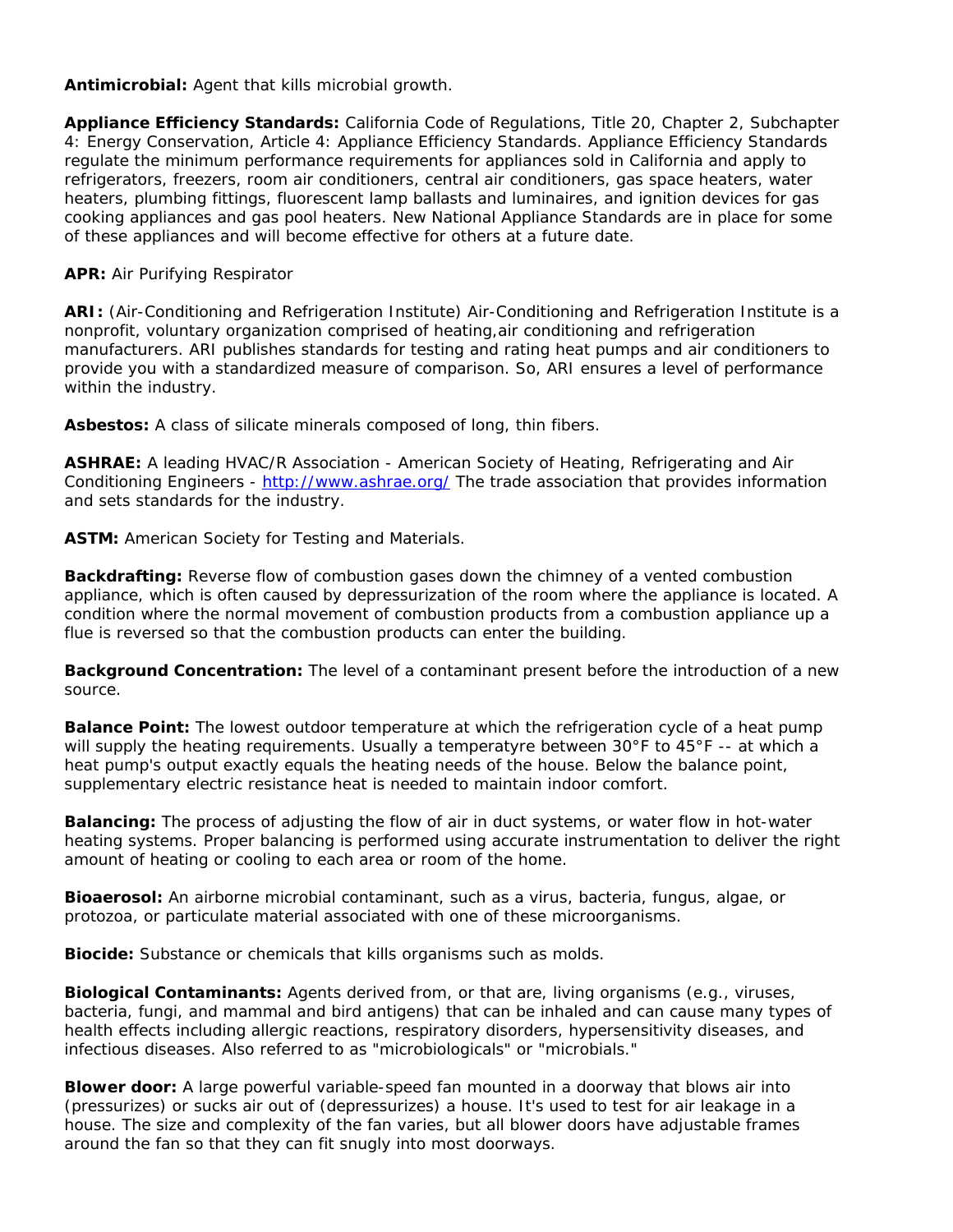**Antimicrobial:** Agent that kills microbial growth.

**Appliance Efficiency Standards:** California Code of Regulations, Title 20, Chapter 2, Subchapter 4: Energy Conservation, Article 4: Appliance Efficiency Standards. Appliance Efficiency Standards regulate the minimum performance requirements for appliances sold in California and apply to refrigerators, freezers, room air conditioners, central air conditioners, gas space heaters, water heaters, plumbing fittings, fluorescent lamp ballasts and luminaires, and ignition devices for gas cooking appliances and gas pool heaters. New National Appliance Standards are in place for some of these appliances and will become effective for others at a future date.

**APR:** Air Purifying Respirator

**ARI:** (Air-Conditioning and Refrigeration Institute) Air-Conditioning and Refrigeration Institute is a nonprofit, voluntary organization comprised of heating,air conditioning and refrigeration manufacturers. ARI publishes standards for testing and rating heat pumps and air conditioners to provide you with a standardized measure of comparison. So, ARI ensures a level of performance within the industry.

**Asbestos:** A class of silicate minerals composed of long, thin fibers.

**ASHRAE:** A leading HVAC/R Association - American Society of Heating, Refrigerating and Air Conditioning Engineers - http://www.ashrae.org/ The trade association that provides information and sets standards for the industry.

**ASTM:** American Society for Testing and Materials.

**Backdrafting:** Reverse flow of combustion gases down the chimney of a vented combustion appliance, which is often caused by depressurization of the room where the appliance is located. A condition where the normal movement of combustion products from a combustion appliance up a flue is reversed so that the combustion products can enter the building.

**Background Concentration:** The level of a contaminant present before the introduction of a new source.

**Balance Point:** The lowest outdoor temperature at which the refrigeration cycle of a heat pump will supply the heating requirements. Usually a temperatyre between 30°F to 45°F -- at which a heat pump's output exactly equals the heating needs of the house. Below the balance point, supplementary electric resistance heat is needed to maintain indoor comfort.

**Balancing:** The process of adjusting the flow of air in duct systems, or water flow in hot-water heating systems. Proper balancing is performed using accurate instrumentation to deliver the right amount of heating or cooling to each area or room of the home.

**Bioaerosol:** An airborne microbial contaminant, such as a virus, bacteria, fungus, algae, or protozoa, or particulate material associated with one of these microorganisms.

**Biocide:** Substance or chemicals that kills organisms such as molds.

**Biological Contaminants:** Agents derived from, or that are, living organisms (e.g., viruses, bacteria, fungi, and mammal and bird antigens) that can be inhaled and can cause many types of health effects including allergic reactions, respiratory disorders, hypersensitivity diseases, and infectious diseases. Also referred to as "microbiologicals" or "microbials."

**Blower door:** A large powerful variable-speed fan mounted in a doorway that blows air into (pressurizes) or sucks air out of (depressurizes) a house. It's used to test for air leakage in a house. The size and complexity of the fan varies, but all blower doors have adjustable frames around the fan so that they can fit snugly into most doorways.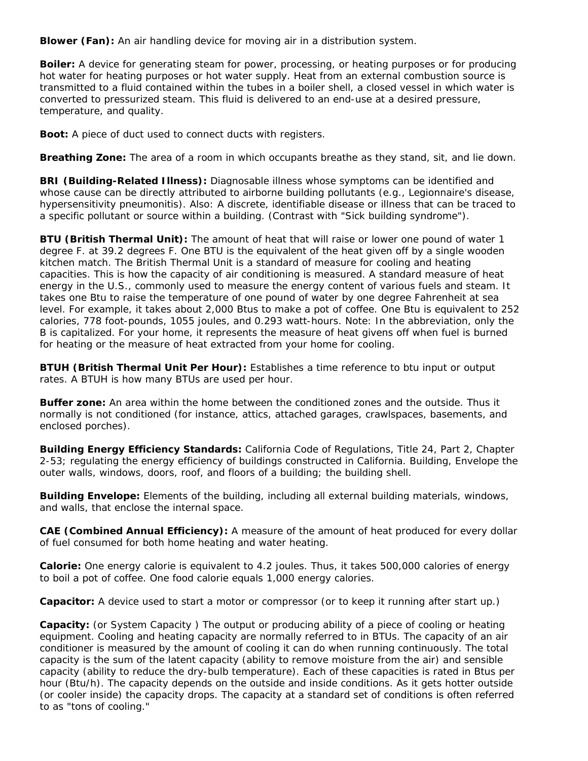**Blower (Fan):** An air handling device for moving air in a distribution system.

**Boiler:** A device for generating steam for power, processing, or heating purposes or for producing hot water for heating purposes or hot water supply. Heat from an external combustion source is transmitted to a fluid contained within the tubes in a boiler shell, a closed vessel in which water is converted to pressurized steam. This fluid is delivered to an end-use at a desired pressure, temperature, and quality.

**Boot:** A piece of duct used to connect ducts with registers.

**Breathing Zone:** The area of a room in which occupants breathe as they stand, sit, and lie down.

**BRI (Building-Related Illness):** Diagnosable illness whose symptoms can be identified and whose cause can be directly attributed to airborne building pollutants (e.g., Legionnaire's disease, hypersensitivity pneumonitis). Also: A discrete, identifiable disease or illness that can be traced to a specific pollutant or source within a building. (Contrast with "Sick building syndrome").

**BTU (British Thermal Unit):** The amount of heat that will raise or lower one pound of water 1 degree F. at 39.2 degrees F. One BTU is the equivalent of the heat given off by a single wooden kitchen match. The British Thermal Unit is a standard of measure for cooling and heating capacities. This is how the capacity of air conditioning is measured. A standard measure of heat energy in the U.S., commonly used to measure the energy content of various fuels and steam. It takes one Btu to raise the temperature of one pound of water by one degree Fahrenheit at sea level. For example, it takes about 2,000 Btus to make a pot of coffee. One Btu is equivalent to 252 calories, 778 foot-pounds, 1055 joules, and 0.293 watt-hours. Note: In the abbreviation, only the B is capitalized. For your home, it represents the measure of heat givens off when fuel is burned for heating or the measure of heat extracted from your home for cooling.

**BTUH (British Thermal Unit Per Hour):** Establishes a time reference to btu input or output rates. A BTUH is how many BTUs are used per hour.

**Buffer zone:** An area within the home between the conditioned zones and the outside. Thus it normally is not conditioned (for instance, attics, attached garages, crawlspaces, basements, and enclosed porches).

**Building Energy Efficiency Standards:** California Code of Regulations, Title 24, Part 2, Chapter 2-53; regulating the energy efficiency of buildings constructed in California. Building, Envelope the outer walls, windows, doors, roof, and floors of a building; the building shell.

**Building Envelope:** Elements of the building, including all external building materials, windows, and walls, that enclose the internal space.

**CAE (Combined Annual Efficiency):** A measure of the amount of heat produced for every dollar of fuel consumed for both home heating and water heating.

**Calorie:** One energy calorie is equivalent to 4.2 joules. Thus, it takes 500,000 calories of energy to boil a pot of coffee. One food calorie equals 1,000 energy calories.

**Capacitor:** A device used to start a motor or compressor (or to keep it running after start up.)

**Capacity:** (or System Capacity ) The output or producing ability of a piece of cooling or heating equipment. Cooling and heating capacity are normally referred to in BTUs. The capacity of an air conditioner is measured by the amount of cooling it can do when running continuously. The total capacity is the sum of the latent capacity (ability to remove moisture from the air) and sensible capacity (ability to reduce the dry-bulb temperature). Each of these capacities is rated in Btus per hour (Btu/h). The capacity depends on the outside and inside conditions. As it gets hotter outside (or cooler inside) the capacity drops. The capacity at a standard set of conditions is often referred to as "tons of cooling."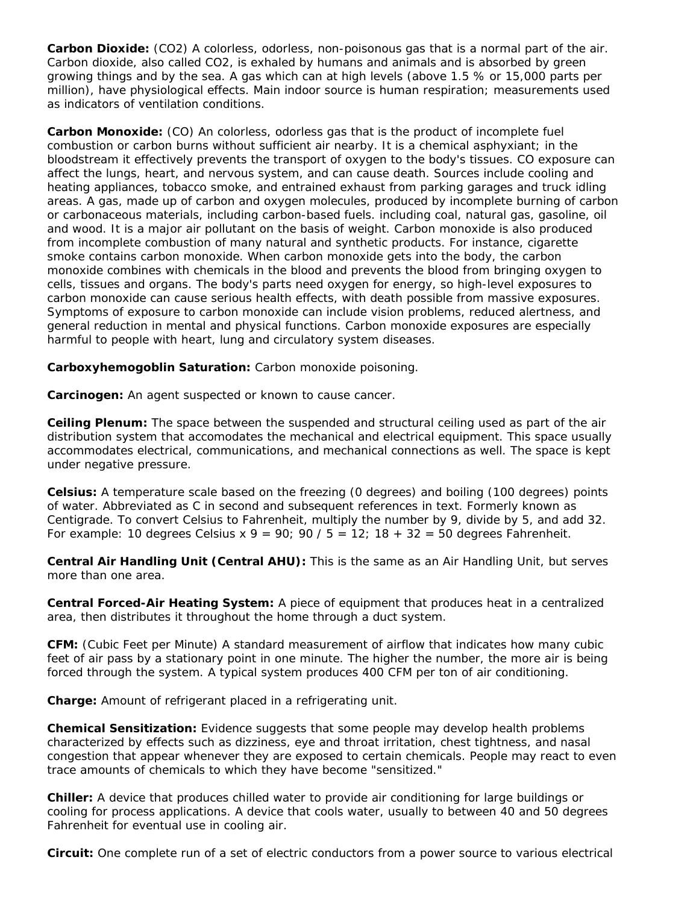**Carbon Dioxide:** ($CO_2$) A colorless, odorless, non-poisonous gas that is a normal part of the air. Carbon dioxide, also called $CO_2$, is exhaled by humans and animals and is absorbed by green growing things and by the sea. A gas which can at high levels (above 1.5 % or 15,000 parts per million), have physiological effects. Main indoor source is human respiration; measurements used as indicators of ventilation conditions.

**Carbon Monoxide:** (CO) An colorless, odorless gas that is the product of incomplete fuel combustion or carbon burns without sufficient air nearby. It is a chemical asphyxiant; in the bloodstream it effectively prevents the transport of oxygen to the body's tissues. CO exposure can affect the lungs, heart, and nervous system, and can cause death. Sources include cooling and heating appliances, tobacco smoke, and entrained exhaust from parking garages and truck idling areas. A gas, made up of carbon and oxygen molecules, produced by incomplete burning of carbon or carbonaceous materials, including carbon-based fuels. including coal, natural gas, gasoline, oil and wood. It is a major air pollutant on the basis of weight. Carbon monoxide is also produced from incomplete combustion of many natural and synthetic products. For instance, cigarette smoke contains carbon monoxide. When carbon monoxide gets into the body, the carbon monoxide combines with chemicals in the blood and prevents the blood from bringing oxygen to cells, tissues and organs. The body's parts need oxygen for energy, so high-level exposures to carbon monoxide can cause serious health effects, with death possible from massive exposures. Symptoms of exposure to carbon monoxide can include vision problems, reduced alertness, and general reduction in mental and physical functions. Carbon monoxide exposures are especially harmful to people with heart, lung and circulatory system diseases.

**Carboxyhemogoblin Saturation:** Carbon monoxide poisoning.

**Carcinogen:** An agent suspected or known to cause cancer.

**Ceiling Plenum:** The space between the suspended and structural ceiling used as part of the air distribution system that accomodates the mechanical and electrical equipment. This space usually accommodates electrical, communications, and mechanical connections as well. The space is kept under negative pressure.

**Celsius:** A temperature scale based on the freezing (0 degrees) and boiling (100 degrees) points of water. Abbreviated as C in second and subsequent references in text. Formerly known as Centigrade. To convert Celsius to Fahrenheit, multiply the number by 9, divide by 5, and add 32. For example: 10 degrees Celsius x 9 = 90; 90 / 5 = 12; 18 + 32 = 50 degrees Fahrenheit.

**Central Air Handling Unit (Central AHU):** This is the same as an Air Handling Unit, but serves more than one area.

**Central Forced-Air Heating System:** A piece of equipment that produces heat in a centralized area, then distributes it throughout the home through a duct system.

**CFM:** (Cubic Feet per Minute) A standard measurement of airflow that indicates how many cubic feet of air pass by a stationary point in one minute. The higher the number, the more air is being forced through the system. A typical system produces 400 CFM per ton of air conditioning.

**Charge:** Amount of refrigerant placed in a refrigerating unit.

**Chemical Sensitization:** Evidence suggests that some people may develop health problems characterized by effects such as dizziness, eye and throat irritation, chest tightness, and nasal congestion that appear whenever they are exposed to certain chemicals. People may react to even trace amounts of chemicals to which they have become "sensitized."

**Chiller:** A device that produces chilled water to provide air conditioning for large buildings or cooling for process applications. A device that cools water, usually to between 40 and 50 degrees Fahrenheit for eventual use in cooling air.

**Circuit:** One complete run of a set of electric conductors from a power source to various electrical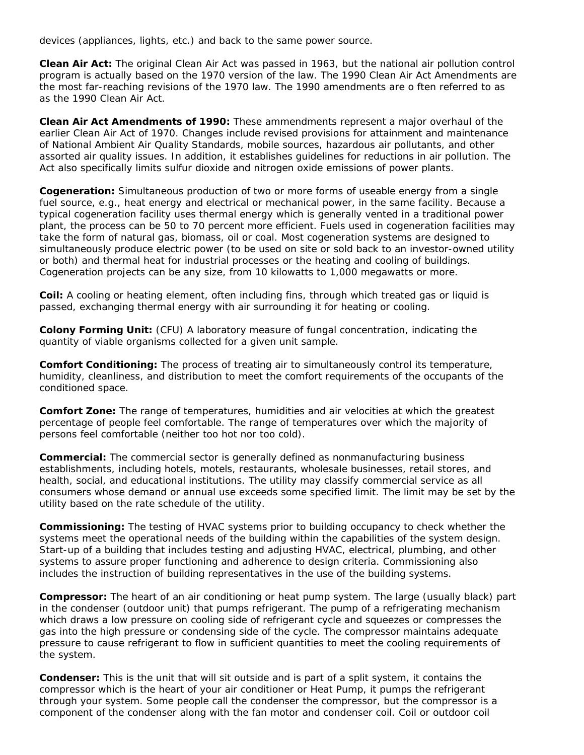devices (appliances, lights, etc.) and back to the same power source.

**Clean Air Act:** The original Clean Air Act was passed in 1963, but the national air pollution control program is actually based on the 1970 version of the law. The 1990 Clean Air Act Amendments are the most far-reaching revisions of the 1970 law. The 1990 amendments are o ften referred to as as the 1990 Clean Air Act.

**Clean Air Act Amendments of 1990:** These ammendments represent a major overhaul of the earlier Clean Air Act of 1970. Changes include revised provisions for attainment and maintenance of National Ambient Air Quality Standards, mobile sources, hazardous air pollutants, and other assorted air quality issues. In addition, it establishes guidelines for reductions in air pollution. The Act also specifically limits sulfur dioxide and nitrogen oxide emissions of power plants.

**Cogeneration:** Simultaneous production of two or more forms of useable energy from a single fuel source, e.g., heat energy and electrical or mechanical power, in the same facility. Because a typical cogeneration facility uses thermal energy which is generally vented in a traditional power plant, the process can be 50 to 70 percent more efficient. Fuels used in cogeneration facilities may take the form of natural gas, biomass, oil or coal. Most cogeneration systems are designed to simultaneously produce electric power (to be used on site or sold back to an investor-owned utility or both) and thermal heat for industrial processes or the heating and cooling of buildings. Cogeneration projects can be any size, from 10 kilowatts to 1,000 megawatts or more.

**Coil:** A cooling or heating element, often including fins, through which treated gas or liquid is passed, exchanging thermal energy with air surrounding it for heating or cooling.

**Colony Forming Unit:** (CFU) A laboratory measure of fungal concentration, indicating the quantity of viable organisms collected for a given unit sample.

**Comfort Conditioning:** The process of treating air to simultaneously control its temperature, humidity, cleanliness, and distribution to meet the comfort requirements of the occupants of the conditioned space.

**Comfort Zone:** The range of temperatures, humidities and air velocities at which the greatest percentage of people feel comfortable. The range of temperatures over which the majority of persons feel comfortable (neither too hot nor too cold).

**Commercial:** The commercial sector is generally defined as nonmanufacturing business establishments, including hotels, motels, restaurants, wholesale businesses, retail stores, and health, social, and educational institutions. The utility may classify commercial service as all consumers whose demand or annual use exceeds some specified limit. The limit may be set by the utility based on the rate schedule of the utility.

**Commissioning:** The testing of HVAC systems prior to building occupancy to check whether the systems meet the operational needs of the building within the capabilities of the system design. Start-up of a building that includes testing and adjusting HVAC, electrical, plumbing, and other systems to assure proper functioning and adherence to design criteria. Commissioning also includes the instruction of building representatives in the use of the building systems.

**Compressor:** The heart of an air conditioning or heat pump system. The large (usually black) part in the condenser (outdoor unit) that pumps refrigerant. The pump of a refrigerating mechanism which draws a low pressure on cooling side of refrigerant cycle and squeezes or compresses the gas into the high pressure or condensing side of the cycle. The compressor maintains adequate pressure to cause refrigerant to flow in sufficient quantities to meet the cooling requirements of the system.

**Condenser:** This is the unit that will sit outside and is part of a split system, it contains the compressor which is the heart of your air conditioner or Heat Pump, it pumps the refrigerant through your system. Some people call the condenser the compressor, but the compressor is a component of the condenser along with the fan motor and condenser coil. Coil or outdoor coil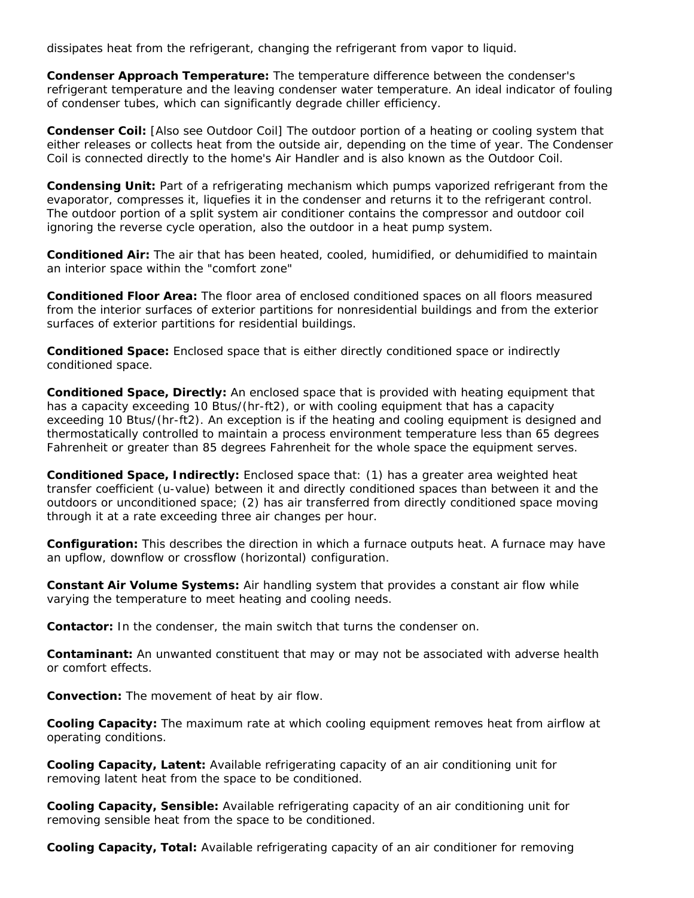dissipates heat from the refrigerant, changing the refrigerant from vapor to liquid.

**Condenser Approach Temperature:** The temperature difference between the condenser's refrigerant temperature and the leaving condenser water temperature. An ideal indicator of fouling of condenser tubes, which can significantly degrade chiller efficiency.

**Condenser Coil:** [Also see Outdoor Coil] The outdoor portion of a heating or cooling system that either releases or collects heat from the outside air, depending on the time of year. The Condenser Coil is connected directly to the home's Air Handler and is also known as the Outdoor Coil.

**Condensing Unit:** Part of a refrigerating mechanism which pumps vaporized refrigerant from the evaporator, compresses it, liquefies it in the condenser and returns it to the refrigerant control. The outdoor portion of a split system air conditioner contains the compressor and outdoor coil ignoring the reverse cycle operation, also the outdoor in a heat pump system.

**Conditioned Air:** The air that has been heated, cooled, humidified, or dehumidified to maintain an interior space within the "comfort zone"

**Conditioned Floor Area:** The floor area of enclosed conditioned spaces on all floors measured from the interior surfaces of exterior partitions for nonresidential buildings and from the exterior surfaces of exterior partitions for residential buildings.

**Conditioned Space:** Enclosed space that is either directly conditioned space or indirectly conditioned space.

**Conditioned Space, Directly:** An enclosed space that is provided with heating equipment that has a capacity exceeding 10 Btus/(hr-ft2), or with cooling equipment that has a capacity exceeding 10 Btus/(hr-ft2). An exception is if the heating and cooling equipment is designed and thermostatically controlled to maintain a process environment temperature less than 65 degrees Fahrenheit or greater than 85 degrees Fahrenheit for the whole space the equipment serves.

**Conditioned Space, Indirectly:** Enclosed space that: (1) has a greater area weighted heat transfer coefficient (u-value) between it and directly conditioned spaces than between it and the outdoors or unconditioned space; (2) has air transferred from directly conditioned space moving through it at a rate exceeding three air changes per hour.

**Configuration:** This describes the direction in which a furnace outputs heat. A furnace may have an upflow, downflow or crossflow (horizontal) configuration.

**Constant Air Volume Systems:** Air handling system that provides a constant air flow while varying the temperature to meet heating and cooling needs.

**Contactor:** In the condenser, the main switch that turns the condenser on.

**Contaminant:** An unwanted constituent that may or may not be associated with adverse health or comfort effects.

**Convection:** The movement of heat by air flow.

**Cooling Capacity:** The maximum rate at which cooling equipment removes heat from airflow at operating conditions.

**Cooling Capacity, Latent:** Available refrigerating capacity of an air conditioning unit for removing latent heat from the space to be conditioned.

**Cooling Capacity, Sensible:** Available refrigerating capacity of an air conditioning unit for removing sensible heat from the space to be conditioned.

**Cooling Capacity, Total:** Available refrigerating capacity of an air conditioner for removing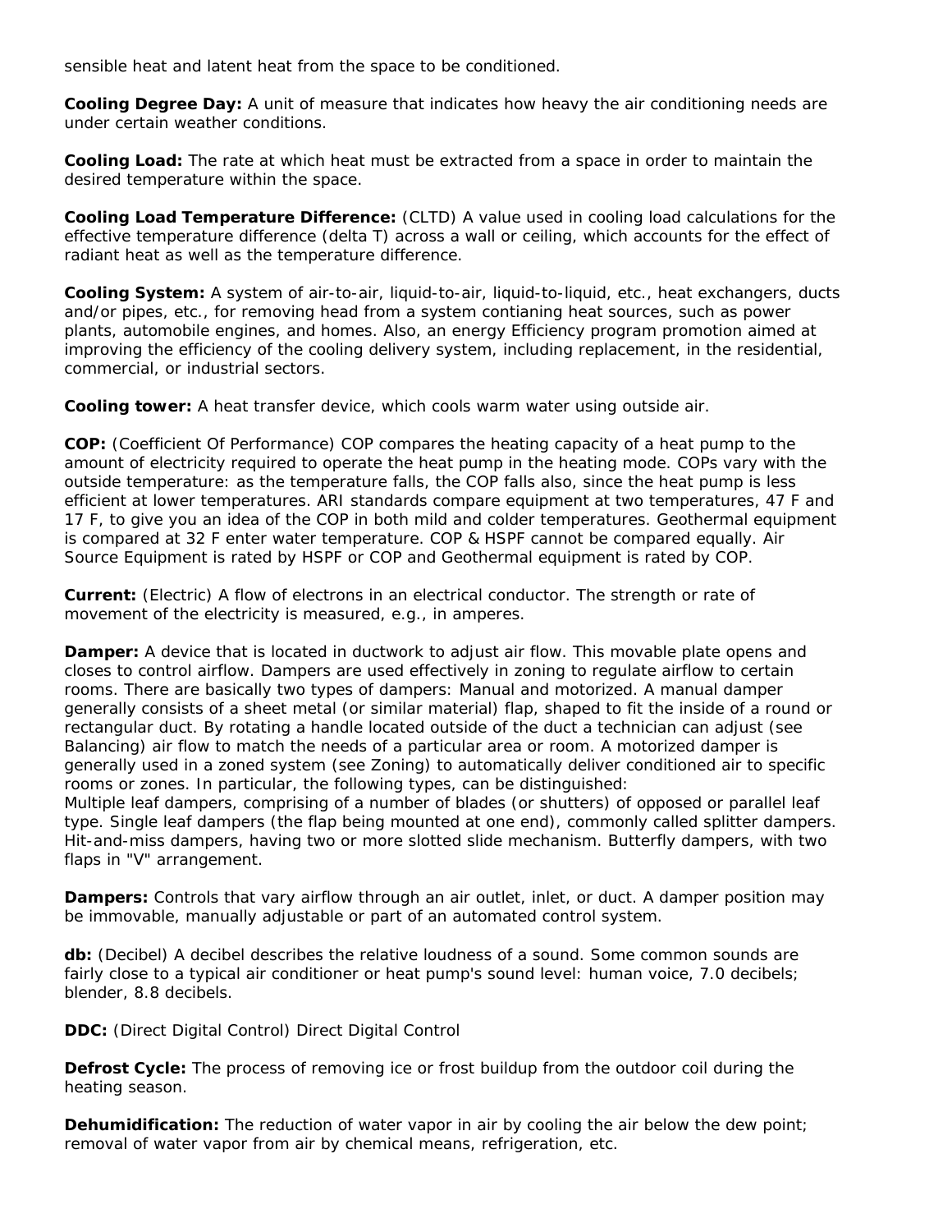sensible heat and latent heat from the space to be conditioned.

**Cooling Degree Day:** A unit of measure that indicates how heavy the air conditioning needs are under certain weather conditions.

**Cooling Load:** The rate at which heat must be extracted from a space in order to maintain the desired temperature within the space.

**Cooling Load Temperature Difference:** (CLTD) A value used in cooling load calculations for the effective temperature difference (delta T) across a wall or ceiling, which accounts for the effect of radiant heat as well as the temperature difference.

**Cooling System:** A system of air-to-air, liquid-to-air, liquid-to-liquid, etc., heat exchangers, ducts and/or pipes, etc., for removing head from a system contianing heat sources, such as power plants, automobile engines, and homes. Also, an energy Efficiency program promotion aimed at improving the efficiency of the cooling delivery system, including replacement, in the residential, commercial, or industrial sectors.

**Cooling tower:** A heat transfer device, which cools warm water using outside air.

**COP:** (Coefficient Of Performance) COP compares the heating capacity of a heat pump to the amount of electricity required to operate the heat pump in the heating mode. COPs vary with the outside temperature: as the temperature falls, the COP falls also, since the heat pump is less efficient at lower temperatures. ARI standards compare equipment at two temperatures, 47 F and 17 F, to give you an idea of the COP in both mild and colder temperatures. Geothermal equipment is compared at 32 F enter water temperature. COP & HSPF cannot be compared equally. Air Source Equipment is rated by HSPF or COP and Geothermal equipment is rated by COP.

**Current:** (Electric) A flow of electrons in an electrical conductor. The strength or rate of movement of the electricity is measured, e.g., in amperes.

**Damper:** A device that is located in ductwork to adjust air flow. This movable plate opens and closes to control airflow. Dampers are used effectively in zoning to regulate airflow to certain rooms. There are basically two types of dampers: Manual and motorized. A manual damper generally consists of a sheet metal (or similar material) flap, shaped to fit the inside of a round or rectangular duct. By rotating a handle located outside of the duct a technician can adjust (see Balancing) air flow to match the needs of a particular area or room. A motorized damper is generally used in a zoned system (see Zoning) to automatically deliver conditioned air to specific rooms or zones. In particular, the following types, can be distinguished:
Multiple leaf dampers, comprising of a number of blades (or shutters) of opposed or parallel leaf type. Single leaf dampers (the flap being mounted at one end), commonly called splitter dampers. Hit-and-miss dampers, having two or more slotted slide mechanism. Butterfly dampers, with two flaps in "V" arrangement.

**Dampers:** Controls that vary airflow through an air outlet, inlet, or duct. A damper position may be immovable, manually adjustable or part of an automated control system.

**db:** (Decibel) A decibel describes the relative loudness of a sound. Some common sounds are fairly close to a typical air conditioner or heat pump's sound level: human voice, 7.0 decibels; blender, 8.8 decibels.

**DDC:** (Direct Digital Control) Direct Digital Control

**Defrost Cycle:** The process of removing ice or frost buildup from the outdoor coil during the heating season.

**Dehumidification:** The reduction of water vapor in air by cooling the air below the dew point; removal of water vapor from air by chemical means, refrigeration, etc.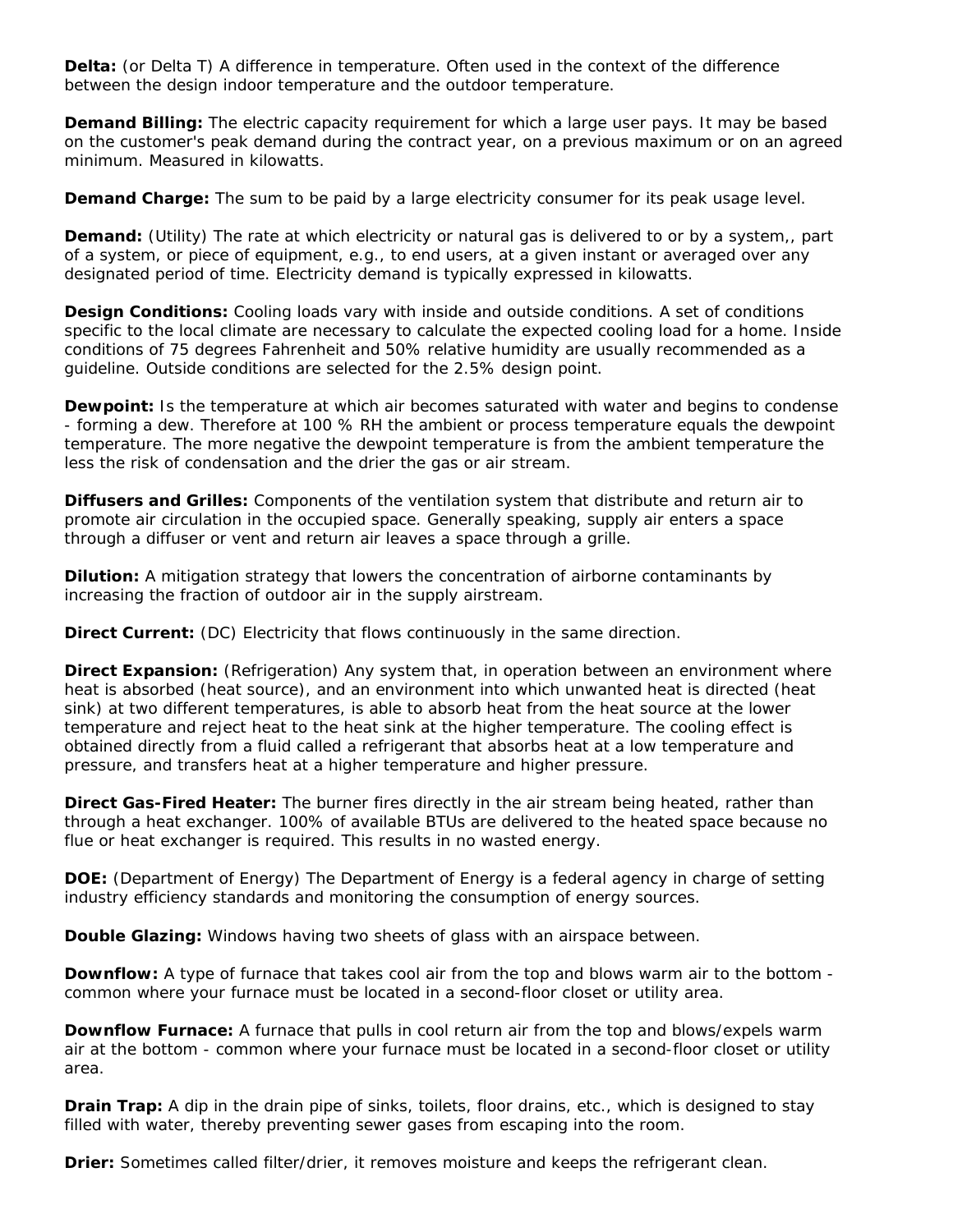**Delta:** (or Delta T) A difference in temperature. Often used in the context of the difference between the design indoor temperature and the outdoor temperature.

**Demand Billing:** The electric capacity requirement for which a large user pays. It may be based on the customer's peak demand during the contract year, on a previous maximum or on an agreed minimum. Measured in kilowatts.

**Demand Charge:** The sum to be paid by a large electricity consumer for its peak usage level.

**Demand:** (Utility) The rate at which electricity or natural gas is delivered to or by a system,, part of a system, or piece of equipment, e.g., to end users, at a given instant or averaged over any designated period of time. Electricity demand is typically expressed in kilowatts.

**Design Conditions:** Cooling loads vary with inside and outside conditions. A set of conditions specific to the local climate are necessary to calculate the expected cooling load for a home. Inside conditions of 75 degrees Fahrenheit and 50% relative humidity are usually recommended as a guideline. Outside conditions are selected for the 2.5% design point.

**Dewpoint:** Is the temperature at which air becomes saturated with water and begins to condense - forming a dew. Therefore at 100 % RH the ambient or process temperature equals the dewpoint temperature. The more negative the dewpoint temperature is from the ambient temperature the less the risk of condensation and the drier the gas or air stream.

**Diffusers and Grilles:** Components of the ventilation system that distribute and return air to promote air circulation in the occupied space. Generally speaking, supply air enters a space through a diffuser or vent and return air leaves a space through a grille.

**Dilution:** A mitigation strategy that lowers the concentration of airborne contaminants by increasing the fraction of outdoor air in the supply airstream.

**Direct Current:** (DC) Electricity that flows continuously in the same direction.

**Direct Expansion:** (Refrigeration) Any system that, in operation between an environment where heat is absorbed (heat source), and an environment into which unwanted heat is directed (heat sink) at two different temperatures, is able to absorb heat from the heat source at the lower temperature and reject heat to the heat sink at the higher temperature. The cooling effect is obtained directly from a fluid called a refrigerant that absorbs heat at a low temperature and pressure, and transfers heat at a higher temperature and higher pressure.

**Direct Gas-Fired Heater:** The burner fires directly in the air stream being heated, rather than through a heat exchanger. 100% of available BTUs are delivered to the heated space because no flue or heat exchanger is required. This results in no wasted energy.

**DOE:** (Department of Energy) The Department of Energy is a federal agency in charge of setting industry efficiency standards and monitoring the consumption of energy sources.

**Double Glazing:** Windows having two sheets of glass with an airspace between.

**Downflow:** A type of furnace that takes cool air from the top and blows warm air to the bottom - common where your furnace must be located in a second-floor closet or utility area.

**Downflow Furnace:** A furnace that pulls in cool return air from the top and blows/expels warm air at the bottom - common where your furnace must be located in a second-floor closet or utility area.

**Drain Trap:** A dip in the drain pipe of sinks, toilets, floor drains, etc., which is designed to stay filled with water, thereby preventing sewer gases from escaping into the room.

**Drier:** Sometimes called filter/drier, it removes moisture and keeps the refrigerant clean.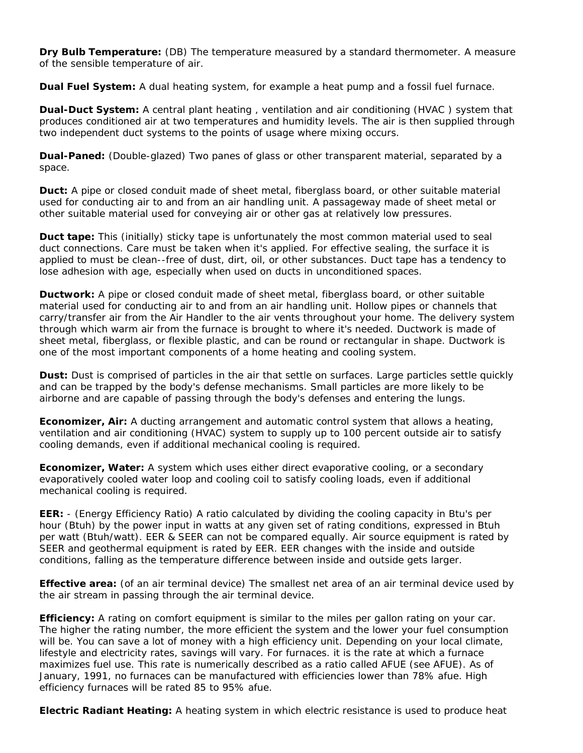**Dry Bulb Temperature:** (DB) The temperature measured by a standard thermometer. A measure of the sensible temperature of air.

**Dual Fuel System:** A dual heating system, for example a heat pump and a fossil fuel furnace.

**Dual-Duct System:** A central plant heating , ventilation and air conditioning (HVAC ) system that produces conditioned air at two temperatures and humidity levels. The air is then supplied through two independent duct systems to the points of usage where mixing occurs.

**Dual-Paned:** (Double-glazed) Two panes of glass or other transparent material, separated by a space.

**Duct:** A pipe or closed conduit made of sheet metal, fiberglass board, or other suitable material used for conducting air to and from an air handling unit. A passageway made of sheet metal or other suitable material used for conveying air or other gas at relatively low pressures.

**Duct tape:** This (initially) sticky tape is unfortunately the most common material used to seal duct connections. Care must be taken when it's applied. For effective sealing, the surface it is applied to must be clean--free of dust, dirt, oil, or other substances. Duct tape has a tendency to lose adhesion with age, especially when used on ducts in unconditioned spaces.

**Ductwork:** A pipe or closed conduit made of sheet metal, fiberglass board, or other suitable material used for conducting air to and from an air handling unit. Hollow pipes or channels that carry/transfer air from the Air Handler to the air vents throughout your home. The delivery system through which warm air from the furnace is brought to where it's needed. Ductwork is made of sheet metal, fiberglass, or flexible plastic, and can be round or rectangular in shape. Ductwork is one of the most important components of a home heating and cooling system.

**Dust:** Dust is comprised of particles in the air that settle on surfaces. Large particles settle quickly and can be trapped by the body's defense mechanisms. Small particles are more likely to be airborne and are capable of passing through the body's defenses and entering the lungs.

**Economizer, Air:** A ducting arrangement and automatic control system that allows a heating, ventilation and air conditioning (HVAC) system to supply up to 100 percent outside air to satisfy cooling demands, even if additional mechanical cooling is required.

**Economizer, Water:** A system which uses either direct evaporative cooling, or a secondary evaporatively cooled water loop and cooling coil to satisfy cooling loads, even if additional mechanical cooling is required.

**EER:** - (Energy Efficiency Ratio) A ratio calculated by dividing the cooling capacity in Btu's per hour (Btuh) by the power input in watts at any given set of rating conditions, expressed in Btuh per watt (Btuh/watt). EER & SEER can not be compared equally. Air source equipment is rated by SEER and geothermal equipment is rated by EER. EER changes with the inside and outside conditions, falling as the temperature difference between inside and outside gets larger.

**Effective area:** (of an air terminal device) The smallest net area of an air terminal device used by the air stream in passing through the air terminal device.

**Efficiency:** A rating on comfort equipment is similar to the miles per gallon rating on your car. The higher the rating number, the more efficient the system and the lower your fuel consumption will be. You can save a lot of money with a high efficiency unit. Depending on your local climate, lifestyle and electricity rates, savings will vary. For furnaces. it is the rate at which a furnace maximizes fuel use. This rate is numerically described as a ratio called AFUE (see AFUE). As of January, 1991, no furnaces can be manufactured with efficiencies lower than 78% afue. High efficiency furnaces will be rated 85 to 95% afue.

**Electric Radiant Heating:** A heating system in which electric resistance is used to produce heat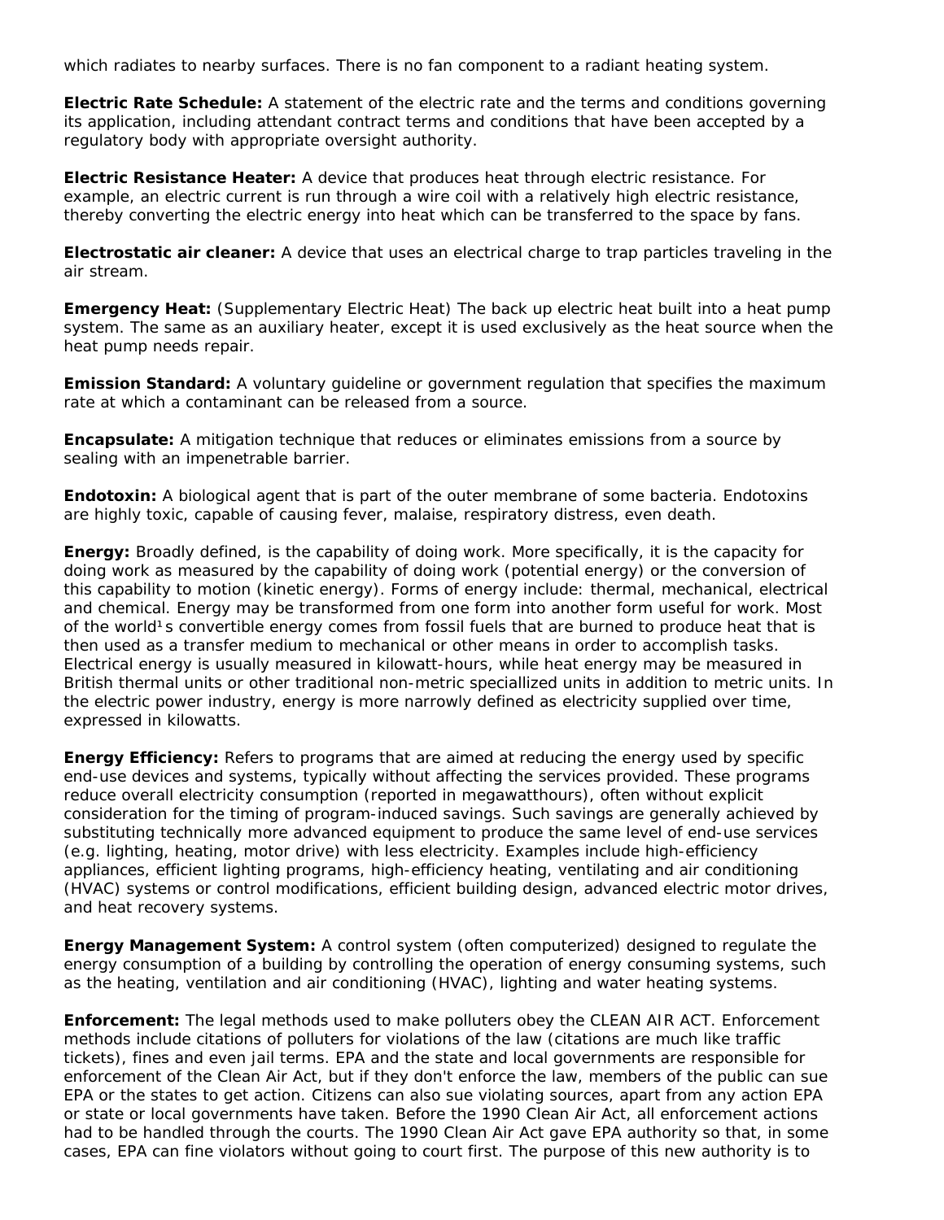which radiates to nearby surfaces. There is no fan component to a radiant heating system.

**Electric Rate Schedule:** A statement of the electric rate and the terms and conditions governing its application, including attendant contract terms and conditions that have been accepted by a regulatory body with appropriate oversight authority.

**Electric Resistance Heater:** A device that produces heat through electric resistance. For example, an electric current is run through a wire coil with a relatively high electric resistance, thereby converting the electric energy into heat which can be transferred to the space by fans.

**Electrostatic air cleaner:** A device that uses an electrical charge to trap particles traveling in the air stream.

**Emergency Heat:** (Supplementary Electric Heat) The back up electric heat built into a heat pump system. The same as an auxiliary heater, except it is used exclusively as the heat source when the heat pump needs repair.

**Emission Standard:** A voluntary guideline or government regulation that specifies the maximum rate at which a contaminant can be released from a source.

**Encapsulate:** A mitigation technique that reduces or eliminates emissions from a source by sealing with an impenetrable barrier.

**Endotoxin:** A biological agent that is part of the outer membrane of some bacteria. Endotoxins are highly toxic, capable of causing fever, malaise, respiratory distress, even death.

**Energy:** Broadly defined, is the capability of doing work. More specifically, it is the capacity for doing work as measured by the capability of doing work (potential energy) or the conversion of this capability to motion (kinetic energy). Forms of energy include: thermal, mechanical, electrical and chemical. Energy may be transformed from one form into another form useful for work. Most of the world¹s convertible energy comes from fossil fuels that are burned to produce heat that is then used as a transfer medium to mechanical or other means in order to accomplish tasks. Electrical energy is usually measured in kilowatt-hours, while heat energy may be measured in British thermal units or other traditional non-metric speciallized units in addition to metric units. In the electric power industry, energy is more narrowly defined as electricity supplied over time, expressed in kilowatts.

**Energy Efficiency:** Refers to programs that are aimed at reducing the energy used by specific end-use devices and systems, typically without affecting the services provided. These programs reduce overall electricity consumption (reported in megawatthours), often without explicit consideration for the timing of program-induced savings. Such savings are generally achieved by substituting technically more advanced equipment to produce the same level of end-use services (e.g. lighting, heating, motor drive) with less electricity. Examples include high-efficiency appliances, efficient lighting programs, high-efficiency heating, ventilating and air conditioning (HVAC) systems or control modifications, efficient building design, advanced electric motor drives, and heat recovery systems.

**Energy Management System:** A control system (often computerized) designed to regulate the energy consumption of a building by controlling the operation of energy consuming systems, such as the heating, ventilation and air conditioning (HVAC), lighting and water heating systems.

**Enforcement:** The legal methods used to make polluters obey the CLEAN AIR ACT. Enforcement methods include citations of polluters for violations of the law (citations are much like traffic tickets), fines and even jail terms. EPA and the state and local governments are responsible for enforcement of the Clean Air Act, but if they don't enforce the law, members of the public can sue EPA or the states to get action. Citizens can also sue violating sources, apart from any action EPA or state or local governments have taken. Before the 1990 Clean Air Act, all enforcement actions had to be handled through the courts. The 1990 Clean Air Act gave EPA authority so that, in some cases, EPA can fine violators without going to court first. The purpose of this new authority is to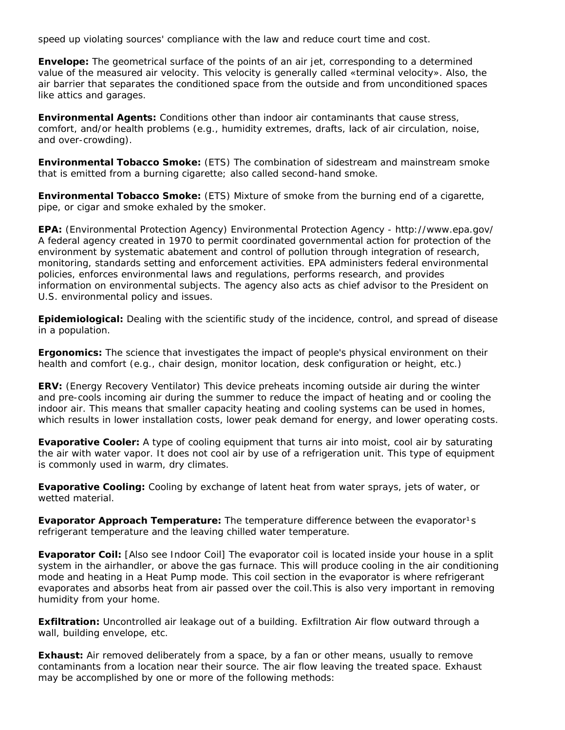speed up violating sources' compliance with the law and reduce court time and cost.

**Envelope:** The geometrical surface of the points of an air jet, corresponding to a determined value of the measured air velocity. This velocity is generally called «terminal velocity». Also, the air barrier that separates the conditioned space from the outside and from unconditioned spaces like attics and garages.

**Environmental Agents:** Conditions other than indoor air contaminants that cause stress, comfort, and/or health problems (e.g., humidity extremes, drafts, lack of air circulation, noise, and over-crowding).

**Environmental Tobacco Smoke:** (ETS) The combination of sidestream and mainstream smoke that is emitted from a burning cigarette; also called second-hand smoke.

**Environmental Tobacco Smoke:** (ETS) Mixture of smoke from the burning end of a cigarette, pipe, or cigar and smoke exhaled by the smoker.

**EPA:** (Environmental Protection Agency) Environmental Protection Agency - http://www.epa.gov/ A federal agency created in 1970 to permit coordinated governmental action for protection of the environment by systematic abatement and control of pollution through integration of research, monitoring, standards setting and enforcement activities. EPA administers federal environmental policies, enforces environmental laws and regulations, performs research, and provides information on environmental subjects. The agency also acts as chief advisor to the President on U.S. environmental policy and issues.

**Epidemiological:** Dealing with the scientific study of the incidence, control, and spread of disease in a population.

**Ergonomics:** The science that investigates the impact of people's physical environment on their health and comfort (e.g., chair design, monitor location, desk configuration or height, etc.)

**ERV:** (Energy Recovery Ventilator) This device preheats incoming outside air during the winter and pre-cools incoming air during the summer to reduce the impact of heating and or cooling the indoor air. This means that smaller capacity heating and cooling systems can be used in homes, which results in lower installation costs, lower peak demand for energy, and lower operating costs.

**Evaporative Cooler:** A type of cooling equipment that turns air into moist, cool air by saturating the air with water vapor. It does not cool air by use of a refrigeration unit. This type of equipment is commonly used in warm, dry climates.

**Evaporative Cooling:** Cooling by exchange of latent heat from water sprays, jets of water, or wetted material.

**Evaporator Approach Temperature:** The temperature difference between the evaporator¹s refrigerant temperature and the leaving chilled water temperature.

**Evaporator Coil:** [Also see Indoor Coil] The evaporator coil is located inside your house in a split system in the airhandler, or above the gas furnace. This will produce cooling in the air conditioning mode and heating in a Heat Pump mode. This coil section in the evaporator is where refrigerant evaporates and absorbs heat from air passed over the coil.This is also very important in removing humidity from your home.

**Exfiltration:** Uncontrolled air leakage out of a building. Exfiltration Air flow outward through a wall, building envelope, etc.

**Exhaust:** Air removed deliberately from a space, by a fan or other means, usually to remove contaminants from a location near their source. The air flow leaving the treated space. Exhaust may be accomplished by one or more of the following methods: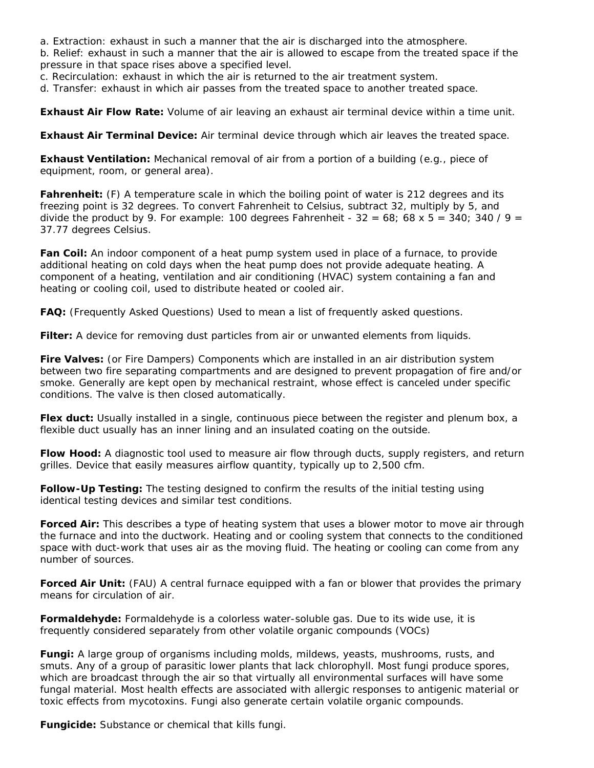a. Extraction: exhaust in such a manner that the air is discharged into the atmosphere.
b. Relief: exhaust in such a manner that the air is allowed to escape from the treated space if the pressure in that space rises above a specified level.
c. Recirculation: exhaust in which the air is returned to the air treatment system.
d. Transfer: exhaust in which air passes from the treated space to another treated space.

**Exhaust Air Flow Rate:** Volume of air leaving an exhaust air terminal device within a time unit.

**Exhaust Air Terminal Device:** Air terminal device through which air leaves the treated space.

**Exhaust Ventilation:** Mechanical removal of air from a portion of a building (e.g., piece of equipment, room, or general area).

**Fahrenheit:** (F) A temperature scale in which the boiling point of water is 212 degrees and its freezing point is 32 degrees. To convert Fahrenheit to Celsius, subtract 32, multiply by 5, and divide the product by 9. For example: 100 degrees Fahrenheit - 32 = 68; 68 x 5 = 340; 340 / 9 = 37.77 degrees Celsius.

**Fan Coil:** An indoor component of a heat pump system used in place of a furnace, to provide additional heating on cold days when the heat pump does not provide adequate heating. A component of a heating, ventilation and air conditioning (HVAC) system containing a fan and heating or cooling coil, used to distribute heated or cooled air.

**FAQ:** (Frequently Asked Questions) Used to mean a list of frequently asked questions.

**Filter:** A device for removing dust particles from air or unwanted elements from liquids.

**Fire Valves:** (or Fire Dampers) Components which are installed in an air distribution system between two fire separating compartments and are designed to prevent propagation of fire and/or smoke. Generally are kept open by mechanical restraint, whose effect is canceled under specific conditions. The valve is then closed automatically.

**Flex duct:** Usually installed in a single, continuous piece between the register and plenum box, a flexible duct usually has an inner lining and an insulated coating on the outside.

**Flow Hood:** A diagnostic tool used to measure air flow through ducts, supply registers, and return grilles. Device that easily measures airflow quantity, typically up to 2,500 cfm.

**Follow-Up Testing:** The testing designed to confirm the results of the initial testing using identical testing devices and similar test conditions.

**Forced Air:** This describes a type of heating system that uses a blower motor to move air through the furnace and into the ductwork. Heating and or cooling system that connects to the conditioned space with duct-work that uses air as the moving fluid. The heating or cooling can come from any number of sources.

**Forced Air Unit:** (FAU) A central furnace equipped with a fan or blower that provides the primary means for circulation of air.

**Formaldehyde:** Formaldehyde is a colorless water-soluble gas. Due to its wide use, it is frequently considered separately from other volatile organic compounds (VOCs)

**Fungi:** A large group of organisms including molds, mildews, yeasts, mushrooms, rusts, and smuts. Any of a group of parasitic lower plants that lack chlorophyll. Most fungi produce spores, which are broadcast through the air so that virtually all environmental surfaces will have some fungal material. Most health effects are associated with allergic responses to antigenic material or toxic effects from mycotoxins. Fungi also generate certain volatile organic compounds.

**Fungicide:** Substance or chemical that kills fungi.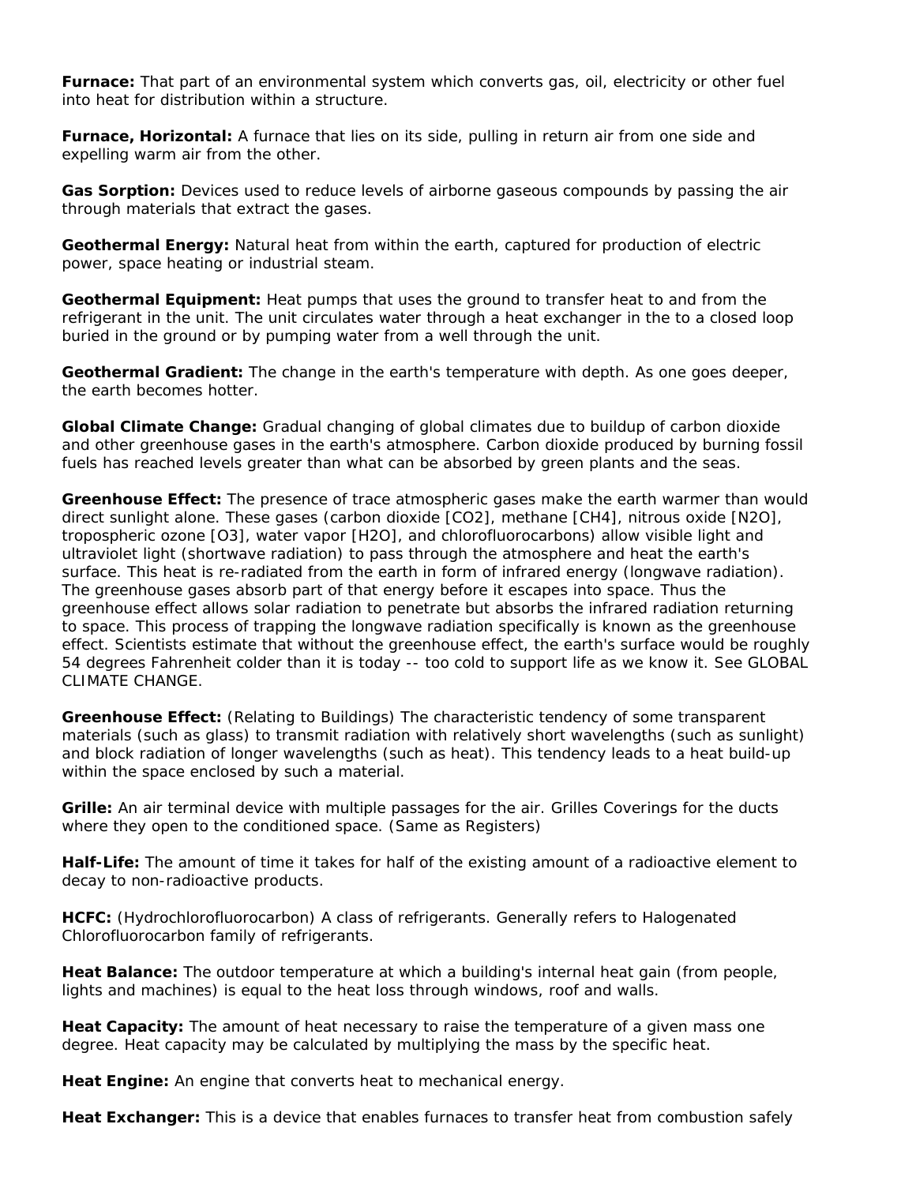**Furnace:** That part of an environmental system which converts gas, oil, electricity or other fuel into heat for distribution within a structure.

**Furnace, Horizontal:** A furnace that lies on its side, pulling in return air from one side and expelling warm air from the other.

**Gas Sorption:** Devices used to reduce levels of airborne gaseous compounds by passing the air through materials that extract the gases.

**Geothermal Energy:** Natural heat from within the earth, captured for production of electric power, space heating or industrial steam.

**Geothermal Equipment:** Heat pumps that uses the ground to transfer heat to and from the refrigerant in the unit. The unit circulates water through a heat exchanger in the to a closed loop buried in the ground or by pumping water from a well through the unit.

**Geothermal Gradient:** The change in the earth's temperature with depth. As one goes deeper, the earth becomes hotter.

**Global Climate Change:** Gradual changing of global climates due to buildup of carbon dioxide and other greenhouse gases in the earth's atmosphere. Carbon dioxide produced by burning fossil fuels has reached levels greater than what can be absorbed by green plants and the seas.

**Greenhouse Effect:** The presence of trace atmospheric gases make the earth warmer than would direct sunlight alone. These gases (carbon dioxide [$CO_2$], methane [$CH_4$], nitrous oxide [$N_2O$], tropospheric ozone [$O_3$], water vapor [$H_2O$], and chlorofluorocarbons) allow visible light and ultraviolet light (shortwave radiation) to pass through the atmosphere and heat the earth's surface. This heat is re-radiated from the earth in form of infrared energy (longwave radiation). The greenhouse gases absorb part of that energy before it escapes into space. Thus the greenhouse effect allows solar radiation to penetrate but absorbs the infrared radiation returning to space. This process of trapping the longwave radiation specifically is known as the greenhouse effect. Scientists estimate that without the greenhouse effect, the earth's surface would be roughly 54 degrees Fahrenheit colder than it is today -- too cold to support life as we know it. See GLOBAL CLIMATE CHANGE.

**Greenhouse Effect:** (Relating to Buildings) The characteristic tendency of some transparent materials (such as glass) to transmit radiation with relatively short wavelengths (such as sunlight) and block radiation of longer wavelengths (such as heat). This tendency leads to a heat build-up within the space enclosed by such a material.

**Grille:** An air terminal device with multiple passages for the air. Grilles Coverings for the ducts where they open to the conditioned space. (Same as Registers)

**Half-Life:** The amount of time it takes for half of the existing amount of a radioactive element to decay to non-radioactive products.

**HCFC:** (Hydrochlorofluorocarbon) A class of refrigerants. Generally refers to Halogenated Chlorofluorocarbon family of refrigerants.

**Heat Balance:** The outdoor temperature at which a building's internal heat gain (from people, lights and machines) is equal to the heat loss through windows, roof and walls.

**Heat Capacity:** The amount of heat necessary to raise the temperature of a given mass one degree. Heat capacity may be calculated by multiplying the mass by the specific heat.

**Heat Engine:** An engine that converts heat to mechanical energy.

**Heat Exchanger:** This is a device that enables furnaces to transfer heat from combustion safely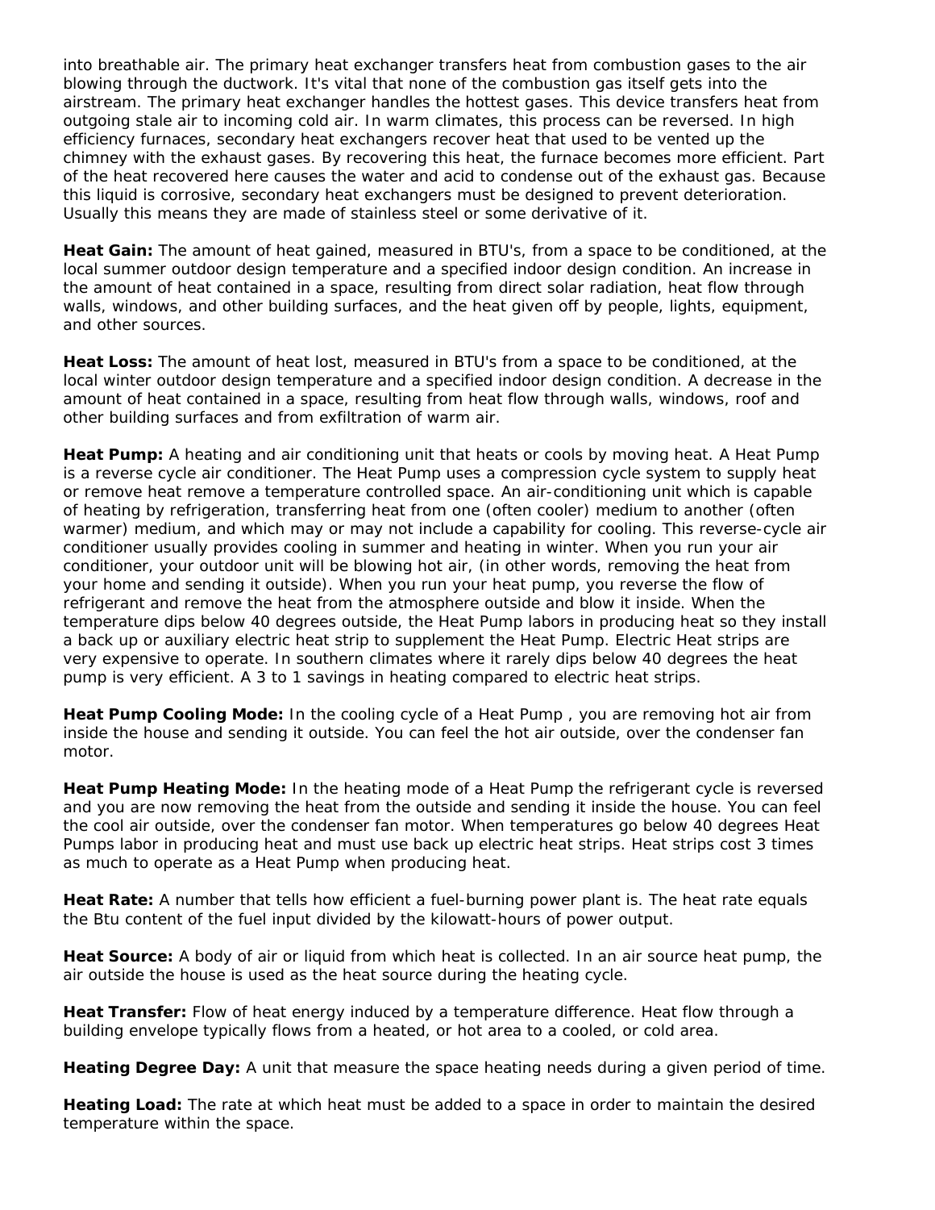into breathable air. The primary heat exchanger transfers heat from combustion gases to the air blowing through the ductwork. It's vital that none of the combustion gas itself gets into the airstream. The primary heat exchanger handles the hottest gases. This device transfers heat from outgoing stale air to incoming cold air. In warm climates, this process can be reversed. In high efficiency furnaces, secondary heat exchangers recover heat that used to be vented up the chimney with the exhaust gases. By recovering this heat, the furnace becomes more efficient. Part of the heat recovered here causes the water and acid to condense out of the exhaust gas. Because this liquid is corrosive, secondary heat exchangers must be designed to prevent deterioration. Usually this means they are made of stainless steel or some derivative of it.

**Heat Gain:** The amount of heat gained, measured in BTU's, from a space to be conditioned, at the local summer outdoor design temperature and a specified indoor design condition. An increase in the amount of heat contained in a space, resulting from direct solar radiation, heat flow through walls, windows, and other building surfaces, and the heat given off by people, lights, equipment, and other sources.

**Heat Loss:** The amount of heat lost, measured in BTU's from a space to be conditioned, at the local winter outdoor design temperature and a specified indoor design condition. A decrease in the amount of heat contained in a space, resulting from heat flow through walls, windows, roof and other building surfaces and from exfiltration of warm air.

**Heat Pump:** A heating and air conditioning unit that heats or cools by moving heat. A Heat Pump is a reverse cycle air conditioner. The Heat Pump uses a compression cycle system to supply heat or remove heat remove a temperature controlled space. An air-conditioning unit which is capable of heating by refrigeration, transferring heat from one (often cooler) medium to another (often warmer) medium, and which may or may not include a capability for cooling. This reverse-cycle air conditioner usually provides cooling in summer and heating in winter. When you run your air conditioner, your outdoor unit will be blowing hot air, (in other words, removing the heat from your home and sending it outside). When you run your heat pump, you reverse the flow of refrigerant and remove the heat from the atmosphere outside and blow it inside. When the temperature dips below 40 degrees outside, the Heat Pump labors in producing heat so they install a back up or auxiliary electric heat strip to supplement the Heat Pump. Electric Heat strips are very expensive to operate. In southern climates where it rarely dips below 40 degrees the heat pump is very efficient. A 3 to 1 savings in heating compared to electric heat strips.

**Heat Pump Cooling Mode:** In the cooling cycle of a Heat Pump , you are removing hot air from inside the house and sending it outside. You can feel the hot air outside, over the condenser fan motor.

**Heat Pump Heating Mode:** In the heating mode of a Heat Pump the refrigerant cycle is reversed and you are now removing the heat from the outside and sending it inside the house. You can feel the cool air outside, over the condenser fan motor. When temperatures go below 40 degrees Heat Pumps labor in producing heat and must use back up electric heat strips. Heat strips cost 3 times as much to operate as a Heat Pump when producing heat.

**Heat Rate:** A number that tells how efficient a fuel-burning power plant is. The heat rate equals the Btu content of the fuel input divided by the kilowatt-hours of power output.

**Heat Source:** A body of air or liquid from which heat is collected. In an air source heat pump, the air outside the house is used as the heat source during the heating cycle.

**Heat Transfer:** Flow of heat energy induced by a temperature difference. Heat flow through a building envelope typically flows from a heated, or hot area to a cooled, or cold area.

**Heating Degree Day:** A unit that measure the space heating needs during a given period of time.

**Heating Load:** The rate at which heat must be added to a space in order to maintain the desired temperature within the space.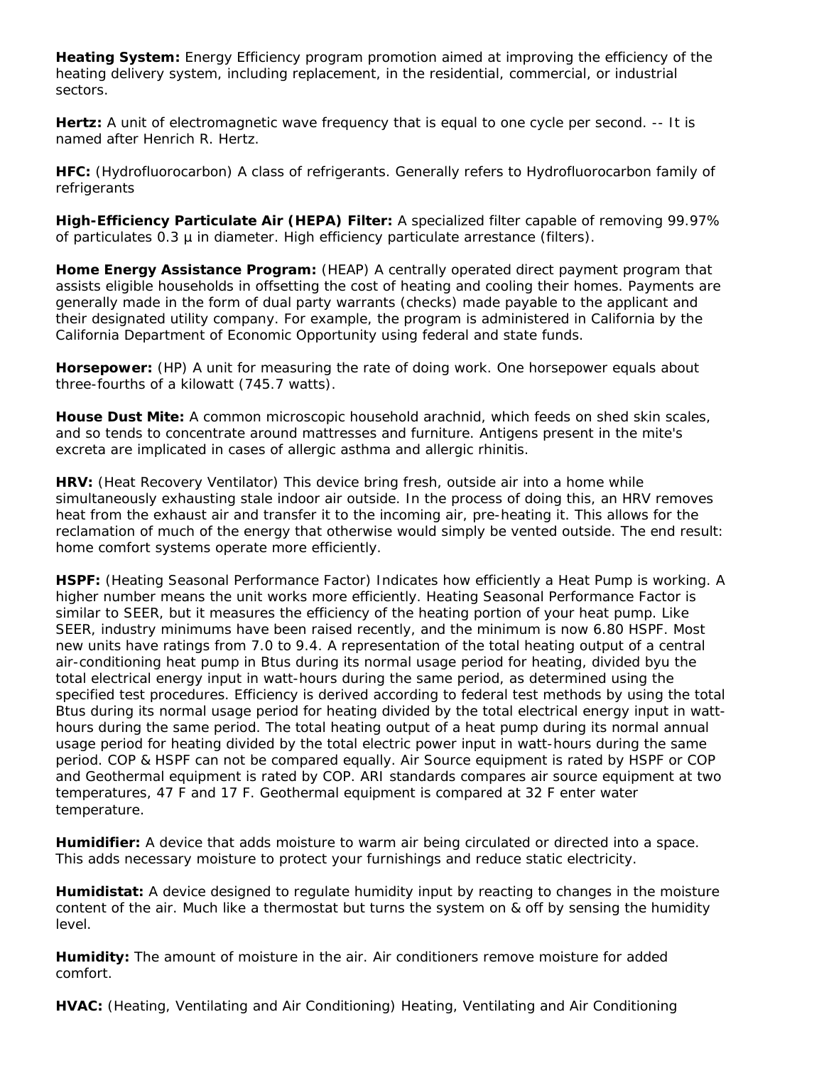**Heating System:** Energy Efficiency program promotion aimed at improving the efficiency of the heating delivery system, including replacement, in the residential, commercial, or industrial sectors.

**Hertz:** A unit of electromagnetic wave frequency that is equal to one cycle per second. -- It is named after Henrich R. Hertz.

**HFC:** (Hydrofluorocarbon) A class of refrigerants. Generally refers to Hydrofluorocarbon family of refrigerants

**High-Efficiency Particulate Air (HEPA) Filter:** A specialized filter capable of removing 99.97% of particulates 0.3 µ in diameter. High efficiency particulate arrestance (filters).

**Home Energy Assistance Program:** (HEAP) A centrally operated direct payment program that assists eligible households in offsetting the cost of heating and cooling their homes. Payments are generally made in the form of dual party warrants (checks) made payable to the applicant and their designated utility company. For example, the program is administered in California by the California Department of Economic Opportunity using federal and state funds.

**Horsepower:** (HP) A unit for measuring the rate of doing work. One horsepower equals about three-fourths of a kilowatt (745.7 watts).

**House Dust Mite:** A common microscopic household arachnid, which feeds on shed skin scales, and so tends to concentrate around mattresses and furniture. Antigens present in the mite's excreta are implicated in cases of allergic asthma and allergic rhinitis.

**HRV:** (Heat Recovery Ventilator) This device bring fresh, outside air into a home while simultaneously exhausting stale indoor air outside. In the process of doing this, an HRV removes heat from the exhaust air and transfer it to the incoming air, pre-heating it. This allows for the reclamation of much of the energy that otherwise would simply be vented outside. The end result: home comfort systems operate more efficiently.

**HSPF:** (Heating Seasonal Performance Factor) Indicates how efficiently a Heat Pump is working. A higher number means the unit works more efficiently. Heating Seasonal Performance Factor is similar to SEER, but it measures the efficiency of the heating portion of your heat pump. Like SEER, industry minimums have been raised recently, and the minimum is now 6.80 HSPF. Most new units have ratings from 7.0 to 9.4. A representation of the total heating output of a central air-conditioning heat pump in Btus during its normal usage period for heating, divided byu the total electrical energy input in watt-hours during the same period, as determined using the specified test procedures. Efficiency is derived according to federal test methods by using the total Btus during its normal usage period for heating divided by the total electrical energy input in watt-hours during the same period. The total heating output of a heat pump during its normal annual usage period for heating divided by the total electric power input in watt-hours during the same period. COP & HSPF can not be compared equally. Air Source equipment is rated by HSPF or COP and Geothermal equipment is rated by COP. ARI standards compares air source equipment at two temperatures, 47 F and 17 F. Geothermal equipment is compared at 32 F enter water temperature.

**Humidifier:** A device that adds moisture to warm air being circulated or directed into a space. This adds necessary moisture to protect your furnishings and reduce static electricity.

**Humidistat:** A device designed to regulate humidity input by reacting to changes in the moisture content of the air. Much like a thermostat but turns the system on & off by sensing the humidity level.

**Humidity:** The amount of moisture in the air. Air conditioners remove moisture for added comfort.

**HVAC:** (Heating, Ventilating and Air Conditioning) Heating, Ventilating and Air Conditioning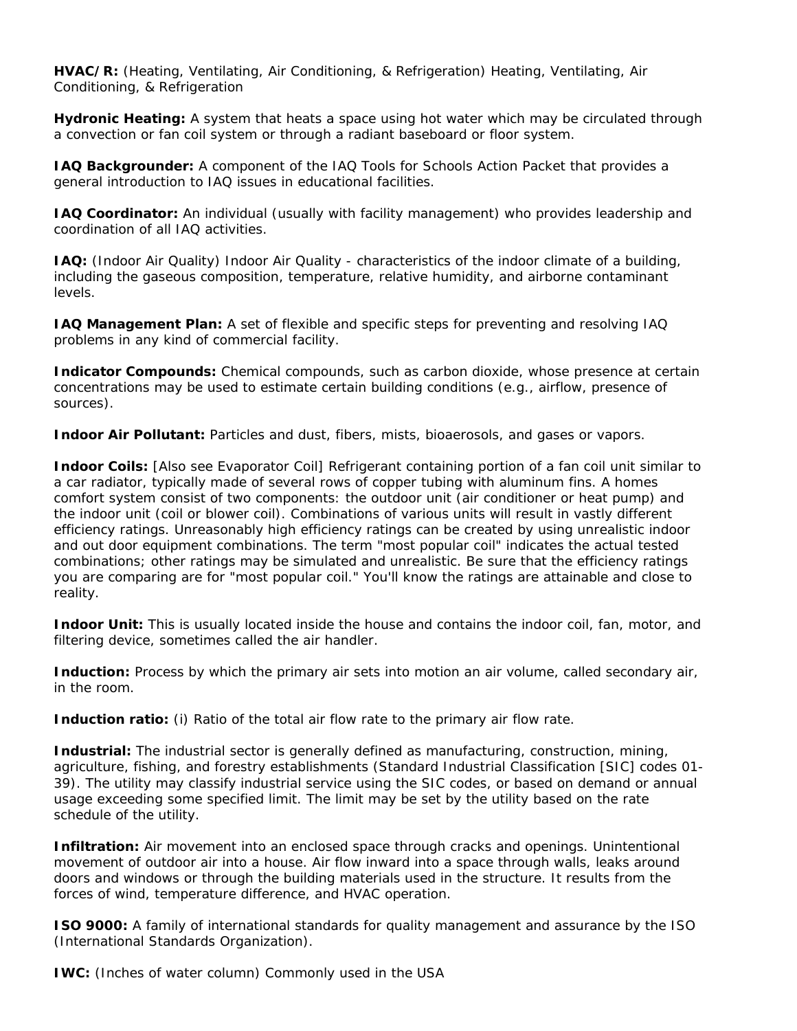**HVAC/R:** (Heating, Ventilating, Air Conditioning, & Refrigeration) Heating, Ventilating, Air Conditioning, & Refrigeration

**Hydronic Heating:** A system that heats a space using hot water which may be circulated through a convection or fan coil system or through a radiant baseboard or floor system.

**IAQ Backgrounder:** A component of the IAQ Tools for Schools Action Packet that provides a general introduction to IAQ issues in educational facilities.

**IAQ Coordinator:** An individual (usually with facility management) who provides leadership and coordination of all IAQ activities.

**IAQ:** (Indoor Air Quality) Indoor Air Quality - characteristics of the indoor climate of a building, including the gaseous composition, temperature, relative humidity, and airborne contaminant levels.

**IAQ Management Plan:** A set of flexible and specific steps for preventing and resolving IAQ problems in any kind of commercial facility.

**Indicator Compounds:** Chemical compounds, such as carbon dioxide, whose presence at certain concentrations may be used to estimate certain building conditions (e.g., airflow, presence of sources).

**Indoor Air Pollutant:** Particles and dust, fibers, mists, bioaerosols, and gases or vapors.

**Indoor Coils:** [Also see Evaporator Coil] Refrigerant containing portion of a fan coil unit similar to a car radiator, typically made of several rows of copper tubing with aluminum fins. A homes comfort system consist of two components: the outdoor unit (air conditioner or heat pump) and the indoor unit (coil or blower coil). Combinations of various units will result in vastly different efficiency ratings. Unreasonably high efficiency ratings can be created by using unrealistic indoor and out door equipment combinations. The term "most popular coil" indicates the actual tested combinations; other ratings may be simulated and unrealistic. Be sure that the efficiency ratings you are comparing are for "most popular coil." You'll know the ratings are attainable and close to reality.

**Indoor Unit:** This is usually located inside the house and contains the indoor coil, fan, motor, and filtering device, sometimes called the air handler.

**Induction:** Process by which the primary air sets into motion an air volume, called secondary air, in the room.

**Induction ratio:** (i) Ratio of the total air flow rate to the primary air flow rate.

**Industrial:** The industrial sector is generally defined as manufacturing, construction, mining, agriculture, fishing, and forestry establishments (Standard Industrial Classification [SIC] codes 01-39). The utility may classify industrial service using the SIC codes, or based on demand or annual usage exceeding some specified limit. The limit may be set by the utility based on the rate schedule of the utility.

**Infiltration:** Air movement into an enclosed space through cracks and openings. Unintentional movement of outdoor air into a house. Air flow inward into a space through walls, leaks around doors and windows or through the building materials used in the structure. It results from the forces of wind, temperature difference, and HVAC operation.

**ISO 9000:** A family of international standards for quality management and assurance by the ISO (International Standards Organization).

**IWC:** (Inches of water column) Commonly used in the USA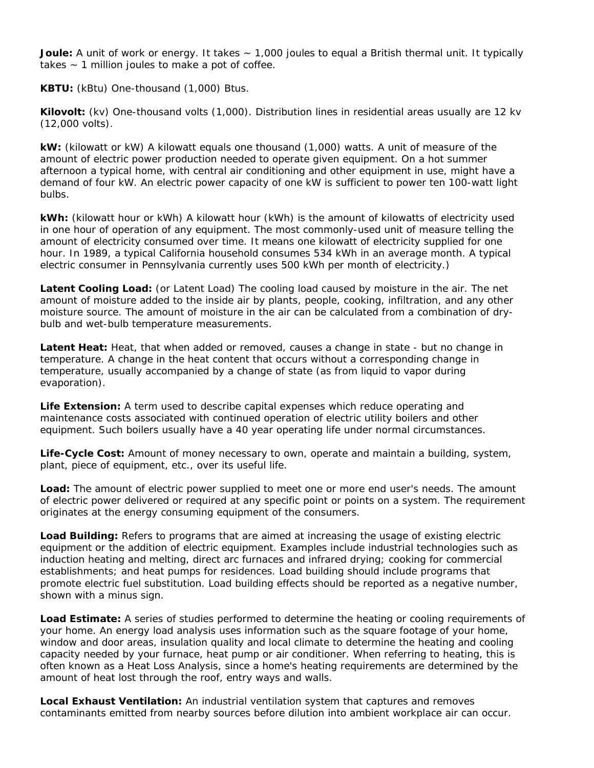**Joule:** A unit of work or energy. It takes ~ 1,000 joules to equal a British thermal unit. It typically takes ~ 1 million joules to make a pot of coffee.

**KBTU:** (kBtu) One-thousand (1,000) Btus.

**Kilovolt:** (kv) One-thousand volts (1,000). Distribution lines in residential areas usually are 12 kv (12,000 volts).

**kW:** (kilowatt or kW) A kilowatt equals one thousand (1,000) watts. A unit of measure of the amount of electric power production needed to operate given equipment. On a hot summer afternoon a typical home, with central air conditioning and other equipment in use, might have a demand of four kW. An electric power capacity of one kW is sufficient to power ten 100-watt light bulbs.

**kWh:** (kilowatt hour or kWh) A kilowatt hour (kWh) is the amount of kilowatts of electricity used in one hour of operation of any equipment. The most commonly-used unit of measure telling the amount of electricity consumed over time. It means one kilowatt of electricity supplied for one hour. In 1989, a typical California household consumes 534 kWh in an average month. A typical electric consumer in Pennsylvania currently uses 500 kWh per month of electricity.)

**Latent Cooling Load:** (or Latent Load) The cooling load caused by moisture in the air. The net amount of moisture added to the inside air by plants, people, cooking, infiltration, and any other moisture source. The amount of moisture in the air can be calculated from a combination of dry-bulb and wet-bulb temperature measurements.

**Latent Heat:** Heat, that when added or removed, causes a change in state - but no change in temperature. A change in the heat content that occurs without a corresponding change in temperature, usually accompanied by a change of state (as from liquid to vapor during evaporation).

**Life Extension:** A term used to describe capital expenses which reduce operating and maintenance costs associated with continued operation of electric utility boilers and other equipment. Such boilers usually have a 40 year operating life under normal circumstances.

**Life-Cycle Cost:** Amount of money necessary to own, operate and maintain a building, system, plant, piece of equipment, etc., over its useful life.

**Load:** The amount of electric power supplied to meet one or more end user's needs. The amount of electric power delivered or required at any specific point or points on a system. The requirement originates at the energy consuming equipment of the consumers.

**Load Building:** Refers to programs that are aimed at increasing the usage of existing electric equipment or the addition of electric equipment. Examples include industrial technologies such as induction heating and melting, direct arc furnaces and infrared drying; cooking for commercial establishments; and heat pumps for residences. Load building should include programs that promote electric fuel substitution. Load building effects should be reported as a negative number, shown with a minus sign.

**Load Estimate:** A series of studies performed to determine the heating or cooling requirements of your home. An energy load analysis uses information such as the square footage of your home, window and door areas, insulation quality and local climate to determine the heating and cooling capacity needed by your furnace, heat pump or air conditioner. When referring to heating, this is often known as a Heat Loss Analysis, since a home's heating requirements are determined by the amount of heat lost through the roof, entry ways and walls.

**Local Exhaust Ventilation:** An industrial ventilation system that captures and removes contaminants emitted from nearby sources before dilution into ambient workplace air can occur.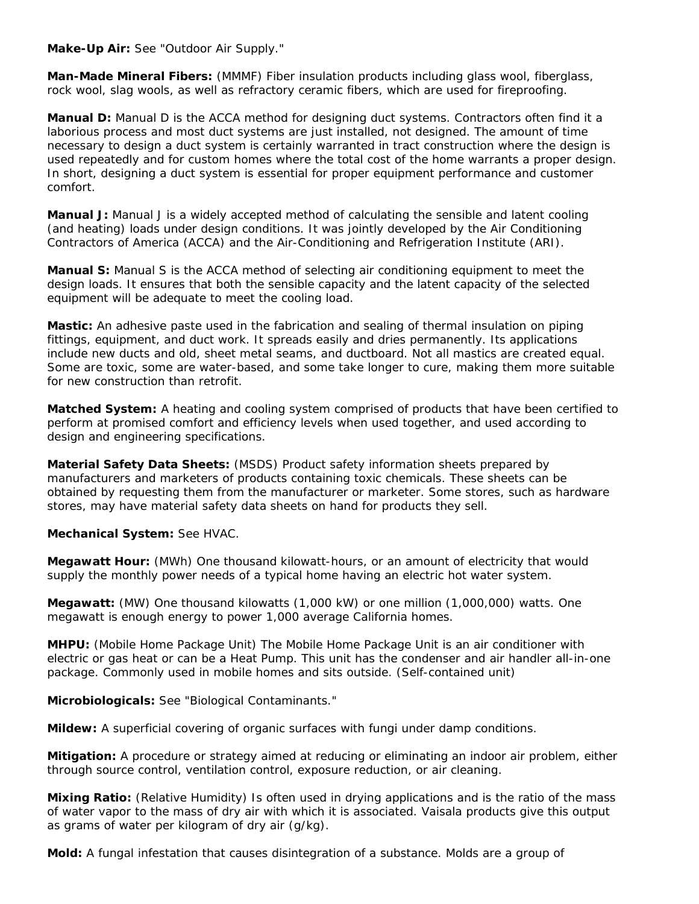**Make-Up Air:** See "Outdoor Air Supply."

**Man-Made Mineral Fibers:** (MMMF) Fiber insulation products including glass wool, fiberglass, rock wool, slag wools, as well as refractory ceramic fibers, which are used for fireproofing.

**Manual D:** Manual D is the ACCA method for designing duct systems. Contractors often find it a laborious process and most duct systems are just installed, not designed. The amount of time necessary to design a duct system is certainly warranted in tract construction where the design is used repeatedly and for custom homes where the total cost of the home warrants a proper design. In short, designing a duct system is essential for proper equipment performance and customer comfort.

**Manual J:** Manual J is a widely accepted method of calculating the sensible and latent cooling (and heating) loads under design conditions. It was jointly developed by the Air Conditioning Contractors of America (ACCA) and the Air-Conditioning and Refrigeration Institute (ARI).

**Manual S:** Manual S is the ACCA method of selecting air conditioning equipment to meet the design loads. It ensures that both the sensible capacity and the latent capacity of the selected equipment will be adequate to meet the cooling load.

**Mastic:** An adhesive paste used in the fabrication and sealing of thermal insulation on piping fittings, equipment, and duct work. It spreads easily and dries permanently. Its applications include new ducts and old, sheet metal seams, and ductboard. Not all mastics are created equal. Some are toxic, some are water-based, and some take longer to cure, making them more suitable for new construction than retrofit.

**Matched System:** A heating and cooling system comprised of products that have been certified to perform at promised comfort and efficiency levels when used together, and used according to design and engineering specifications.

**Material Safety Data Sheets:** (MSDS) Product safety information sheets prepared by manufacturers and marketers of products containing toxic chemicals. These sheets can be obtained by requesting them from the manufacturer or marketer. Some stores, such as hardware stores, may have material safety data sheets on hand for products they sell.

**Mechanical System:** See HVAC.

**Megawatt Hour:** (MWh) One thousand kilowatt-hours, or an amount of electricity that would supply the monthly power needs of a typical home having an electric hot water system.

**Megawatt:** (MW) One thousand kilowatts (1,000 kW) or one million (1,000,000) watts. One megawatt is enough energy to power 1,000 average California homes.

**MHPU:** (Mobile Home Package Unit) The Mobile Home Package Unit is an air conditioner with electric or gas heat or can be a Heat Pump. This unit has the condenser and air handler all-in-one package. Commonly used in mobile homes and sits outside. (Self-contained unit)

**Microbiologicals:** See "Biological Contaminants."

**Mildew:** A superficial covering of organic surfaces with fungi under damp conditions.

**Mitigation:** A procedure or strategy aimed at reducing or eliminating an indoor air problem, either through source control, ventilation control, exposure reduction, or air cleaning.

**Mixing Ratio:** (Relative Humidity) Is often used in drying applications and is the ratio of the mass of water vapor to the mass of dry air with which it is associated. Vaisala products give this output as grams of water per kilogram of dry air (g/kg).

**Mold:** A fungal infestation that causes disintegration of a substance. Molds are a group of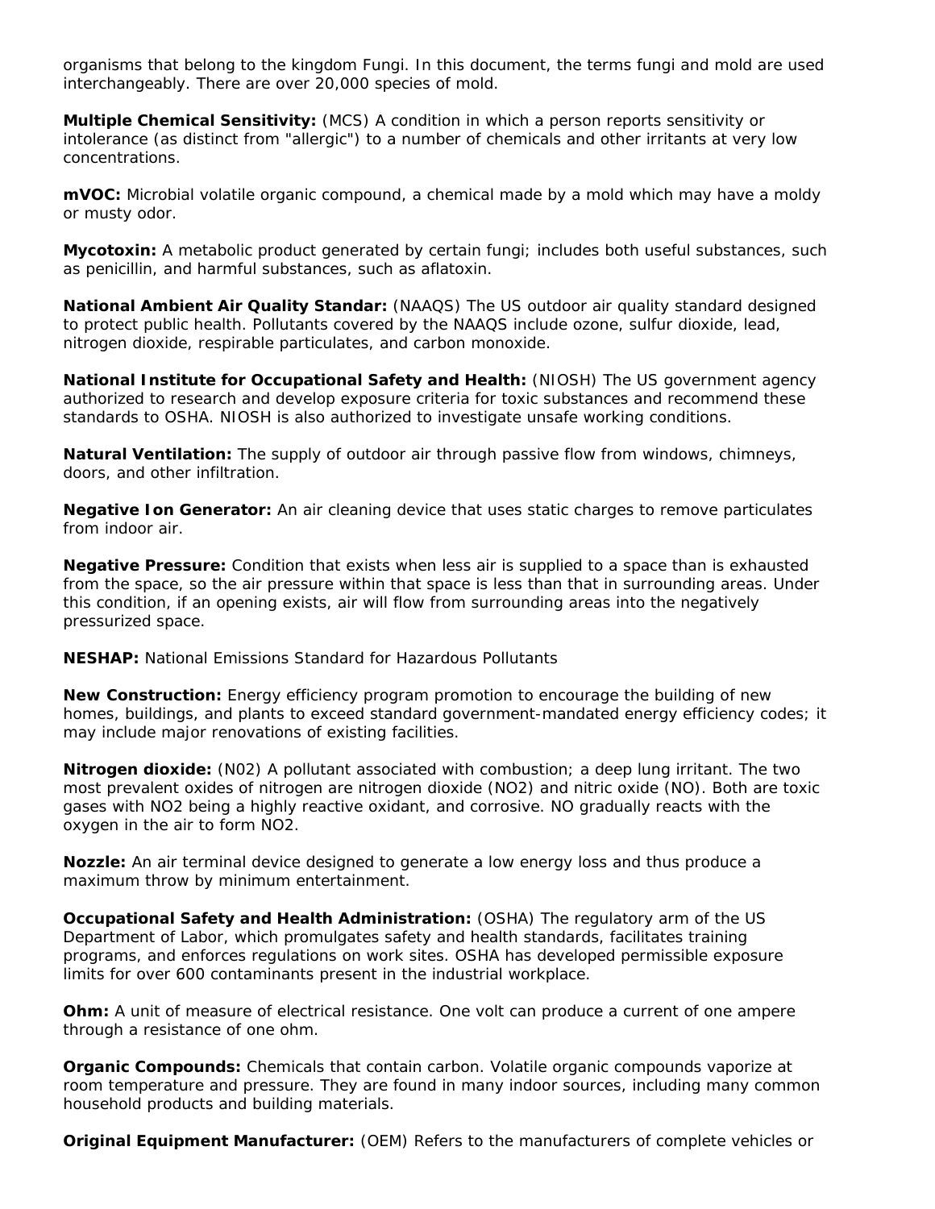organisms that belong to the kingdom Fungi. In this document, the terms fungi and mold are used interchangeably. There are over 20,000 species of mold.

**Multiple Chemical Sensitivity:** (MCS) A condition in which a person reports sensitivity or intolerance (as distinct from "allergic") to a number of chemicals and other irritants at very low concentrations.

**mVOC:** Microbial volatile organic compound, a chemical made by a mold which may have a moldy or musty odor.

**Mycotoxin:** A metabolic product generated by certain fungi; includes both useful substances, such as penicillin, and harmful substances, such as aflatoxin.

**National Ambient Air Quality Standar:** (NAAQS) The US outdoor air quality standard designed to protect public health. Pollutants covered by the NAAQS include ozone, sulfur dioxide, lead, nitrogen dioxide, respirable particulates, and carbon monoxide.

**National Institute for Occupational Safety and Health:** (NIOSH) The US government agency authorized to research and develop exposure criteria for toxic substances and recommend these standards to OSHA. NIOSH is also authorized to investigate unsafe working conditions.

**Natural Ventilation:** The supply of outdoor air through passive flow from windows, chimneys, doors, and other infiltration.

**Negative Ion Generator:** An air cleaning device that uses static charges to remove particulates from indoor air.

**Negative Pressure:** Condition that exists when less air is supplied to a space than is exhausted from the space, so the air pressure within that space is less than that in surrounding areas. Under this condition, if an opening exists, air will flow from surrounding areas into the negatively pressurized space.

**NESHAP:** National Emissions Standard for Hazardous Pollutants

**New Construction:** Energy efficiency program promotion to encourage the building of new homes, buildings, and plants to exceed standard government-mandated energy efficiency codes; it may include major renovations of existing facilities.

**Nitrogen dioxide:** (N02) A pollutant associated with combustion; a deep lung irritant. The two most prevalent oxides of nitrogen are nitrogen dioxide ($NO_2$) and nitric oxide (NO). Both are toxic gases with $NO_2$ being a highly reactive oxidant, and corrosive. NO gradually reacts with the oxygen in the air to form $NO_2$.

**Nozzle:** An air terminal device designed to generate a low energy loss and thus produce a maximum throw by minimum entertainment.

**Occupational Safety and Health Administration:** (OSHA) The regulatory arm of the US Department of Labor, which promulgates safety and health standards, facilitates training programs, and enforces regulations on work sites. OSHA has developed permissible exposure limits for over 600 contaminants present in the industrial workplace.

**Ohm:** A unit of measure of electrical resistance. One volt can produce a current of one ampere through a resistance of one ohm.

**Organic Compounds:** Chemicals that contain carbon. Volatile organic compounds vaporize at room temperature and pressure. They are found in many indoor sources, including many common household products and building materials.

**Original Equipment Manufacturer:** (OEM) Refers to the manufacturers of complete vehicles or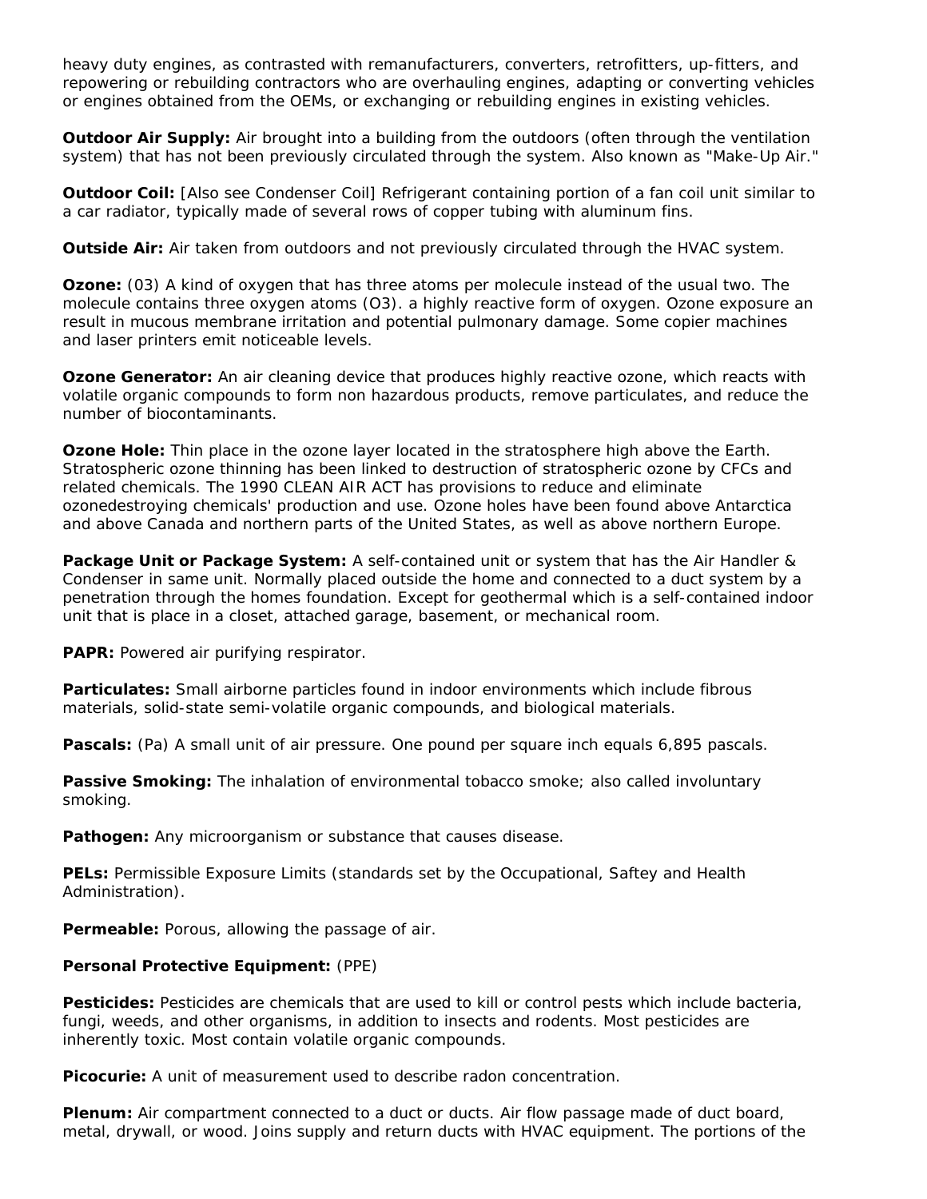heavy duty engines, as contrasted with remanufacturers, converters, retrofitters, up-fitters, and repowering or rebuilding contractors who are overhauling engines, adapting or converting vehicles or engines obtained from the OEMs, or exchanging or rebuilding engines in existing vehicles.

**Outdoor Air Supply:** Air brought into a building from the outdoors (often through the ventilation system) that has not been previously circulated through the system. Also known as "Make-Up Air."

**Outdoor Coil:** [Also see Condenser Coil] Refrigerant containing portion of a fan coil unit similar to a car radiator, typically made of several rows of copper tubing with aluminum fins.

**Outside Air:** Air taken from outdoors and not previously circulated through the HVAC system.

**Ozone:** (03) A kind of oxygen that has three atoms per molecule instead of the usual two. The molecule contains three oxygen atoms ($O_3$). a highly reactive form of oxygen. Ozone exposure an result in mucous membrane irritation and potential pulmonary damage. Some copier machines and laser printers emit noticeable levels.

**Ozone Generator:** An air cleaning device that produces highly reactive ozone, which reacts with volatile organic compounds to form non hazardous products, remove particulates, and reduce the number of biocontaminants.

**Ozone Hole:** Thin place in the ozone layer located in the stratosphere high above the Earth. Stratospheric ozone thinning has been linked to destruction of stratospheric ozone by CFCs and related chemicals. The 1990 CLEAN AIR ACT has provisions to reduce and eliminate ozonedestroying chemicals' production and use. Ozone holes have been found above Antarctica and above Canada and northern parts of the United States, as well as above northern Europe.

**Package Unit or Package System:** A self-contained unit or system that has the Air Handler & Condenser in same unit. Normally placed outside the home and connected to a duct system by a penetration through the homes foundation. Except for geothermal which is a self-contained indoor unit that is place in a closet, attached garage, basement, or mechanical room.

**PAPR:** Powered air purifying respirator.

**Particulates:** Small airborne particles found in indoor environments which include fibrous materials, solid-state semi-volatile organic compounds, and biological materials.

**Pascals:** (Pa) A small unit of air pressure. One pound per square inch equals 6,895 pascals.

**Passive Smoking:** The inhalation of environmental tobacco smoke; also called involuntary smoking.

**Pathogen:** Any microorganism or substance that causes disease.

**PELs:** Permissible Exposure Limits (standards set by the Occupational, Saftey and Health Administration).

**Permeable:** Porous, allowing the passage of air.

**Personal Protective Equipment:** (PPE)

**Pesticides:** Pesticides are chemicals that are used to kill or control pests which include bacteria, fungi, weeds, and other organisms, in addition to insects and rodents. Most pesticides are inherently toxic. Most contain volatile organic compounds.

**Picocurie:** A unit of measurement used to describe radon concentration.

**Plenum:** Air compartment connected to a duct or ducts. Air flow passage made of duct board, metal, drywall, or wood. Joins supply and return ducts with HVAC equipment. The portions of the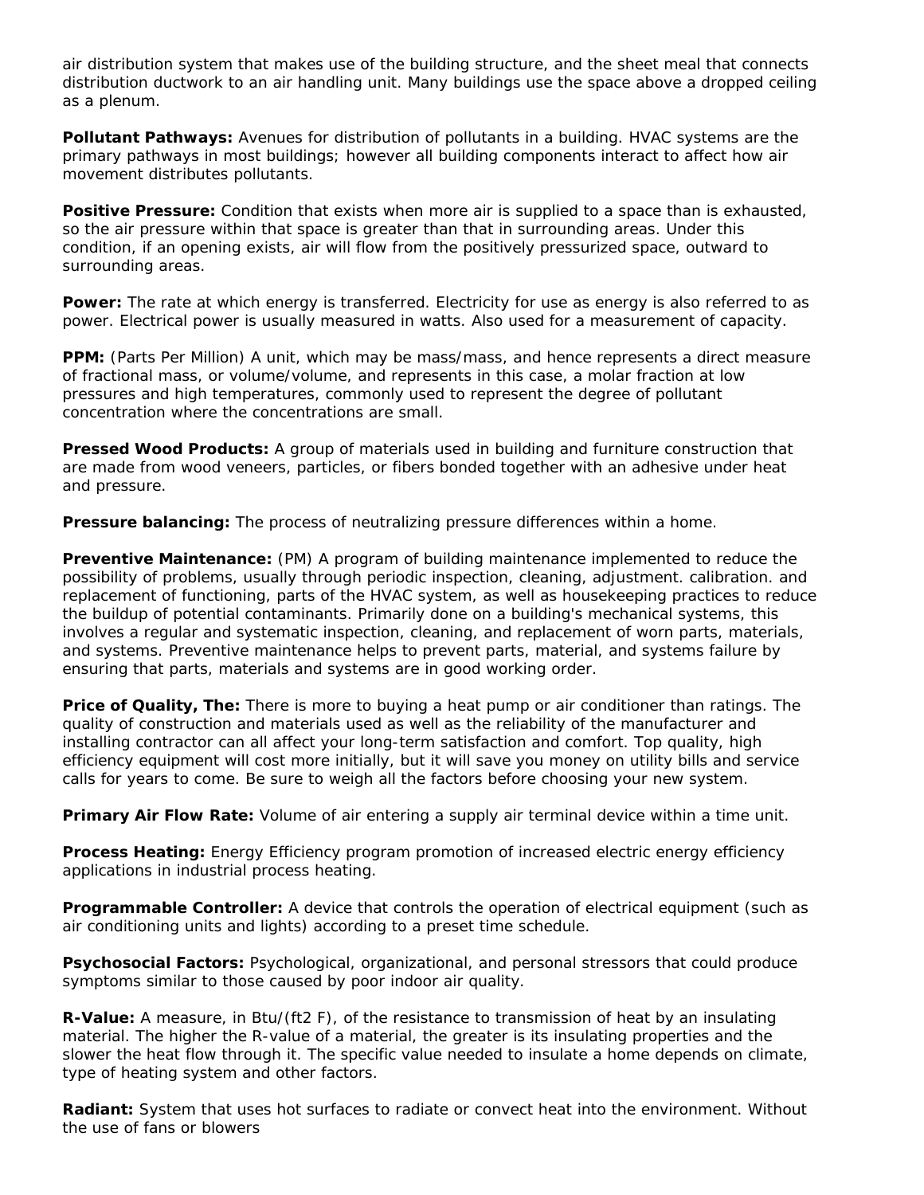air distribution system that makes use of the building structure, and the sheet meal that connects distribution ductwork to an air handling unit. Many buildings use the space above a dropped ceiling as a plenum.

**Pollutant Pathways:** Avenues for distribution of pollutants in a building. HVAC systems are the primary pathways in most buildings; however all building components interact to affect how air movement distributes pollutants.

**Positive Pressure:** Condition that exists when more air is supplied to a space than is exhausted, so the air pressure within that space is greater than that in surrounding areas. Under this condition, if an opening exists, air will flow from the positively pressurized space, outward to surrounding areas.

**Power:** The rate at which energy is transferred. Electricity for use as energy is also referred to as power. Electrical power is usually measured in watts. Also used for a measurement of capacity.

**PPM:** (Parts Per Million) A unit, which may be mass/mass, and hence represents a direct measure of fractional mass, or volume/volume, and represents in this case, a molar fraction at low pressures and high temperatures, commonly used to represent the degree of pollutant concentration where the concentrations are small.

**Pressed Wood Products:** A group of materials used in building and furniture construction that are made from wood veneers, particles, or fibers bonded together with an adhesive under heat and pressure.

**Pressure balancing:** The process of neutralizing pressure differences within a home.

**Preventive Maintenance:** (PM) A program of building maintenance implemented to reduce the possibility of problems, usually through periodic inspection, cleaning, adjustment. calibration. and replacement of functioning, parts of the HVAC system, as well as housekeeping practices to reduce the buildup of potential contaminants. Primarily done on a building's mechanical systems, this involves a regular and systematic inspection, cleaning, and replacement of worn parts, materials, and systems. Preventive maintenance helps to prevent parts, material, and systems failure by ensuring that parts, materials and systems are in good working order.

**Price of Quality, The:** There is more to buying a heat pump or air conditioner than ratings. The quality of construction and materials used as well as the reliability of the manufacturer and installing contractor can all affect your long-term satisfaction and comfort. Top quality, high efficiency equipment will cost more initially, but it will save you money on utility bills and service calls for years to come. Be sure to weigh all the factors before choosing your new system.

**Primary Air Flow Rate:** Volume of air entering a supply air terminal device within a time unit.

**Process Heating:** Energy Efficiency program promotion of increased electric energy efficiency applications in industrial process heating.

**Programmable Controller:** A device that controls the operation of electrical equipment (such as air conditioning units and lights) according to a preset time schedule.

**Psychosocial Factors:** Psychological, organizational, and personal stressors that could produce symptoms similar to those caused by poor indoor air quality.

**R-Value:** A measure, in Btu/(ft2 F), of the resistance to transmission of heat by an insulating material. The higher the R-value of a material, the greater is its insulating properties and the slower the heat flow through it. The specific value needed to insulate a home depends on climate, type of heating system and other factors.

**Radiant:** System that uses hot surfaces to radiate or convect heat into the environment. Without the use of fans or blowers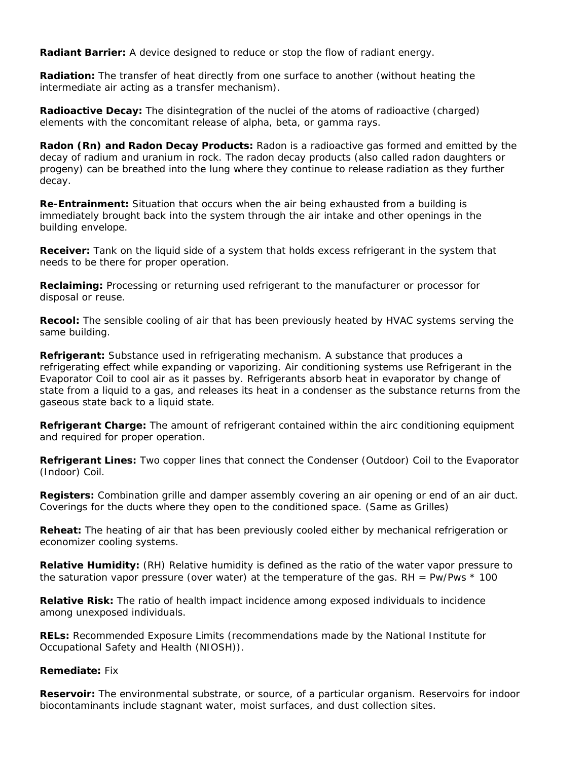**Radiant Barrier:** A device designed to reduce or stop the flow of radiant energy.

**Radiation:** The transfer of heat directly from one surface to another (without heating the intermediate air acting as a transfer mechanism).

**Radioactive Decay:** The disintegration of the nuclei of the atoms of radioactive (charged) elements with the concomitant release of alpha, beta, or gamma rays.

**Radon (Rn) and Radon Decay Products:** Radon is a radioactive gas formed and emitted by the decay of radium and uranium in rock. The radon decay products (also called radon daughters or progeny) can be breathed into the lung where they continue to release radiation as they further decay.

**Re-Entrainment:** Situation that occurs when the air being exhausted from a building is immediately brought back into the system through the air intake and other openings in the building envelope.

**Receiver:** Tank on the liquid side of a system that holds excess refrigerant in the system that needs to be there for proper operation.

**Reclaiming:** Processing or returning used refrigerant to the manufacturer or processor for disposal or reuse.

**Recool:** The sensible cooling of air that has been previously heated by HVAC systems serving the same building.

**Refrigerant:** Substance used in refrigerating mechanism. A substance that produces a refrigerating effect while expanding or vaporizing. Air conditioning systems use Refrigerant in the Evaporator Coil to cool air as it passes by. Refrigerants absorb heat in evaporator by change of state from a liquid to a gas, and releases its heat in a condenser as the substance returns from the gaseous state back to a liquid state.

**Refrigerant Charge:** The amount of refrigerant contained within the airc conditioning equipment and required for proper operation.

**Refrigerant Lines:** Two copper lines that connect the Condenser (Outdoor) Coil to the Evaporator (Indoor) Coil.

**Registers:** Combination grille and damper assembly covering an air opening or end of an air duct. Coverings for the ducts where they open to the conditioned space. (Same as Grilles)

**Reheat:** The heating of air that has been previously cooled either by mechanical refrigeration or economizer cooling systems.

**Relative Humidity:** (RH) Relative humidity is defined as the ratio of the water vapor pressure to the saturation vapor pressure (over water) at the temperature of the gas. $RH = Pw/Pws * 100$

**Relative Risk:** The ratio of health impact incidence among exposed individuals to incidence among unexposed individuals.

**RELs:** Recommended Exposure Limits (recommendations made by the National Institute for Occupational Safety and Health (NIOSH)).

**Remediate:** Fix

**Reservoir:** The environmental substrate, or source, of a particular organism. Reservoirs for indoor biocontaminants include stagnant water, moist surfaces, and dust collection sites.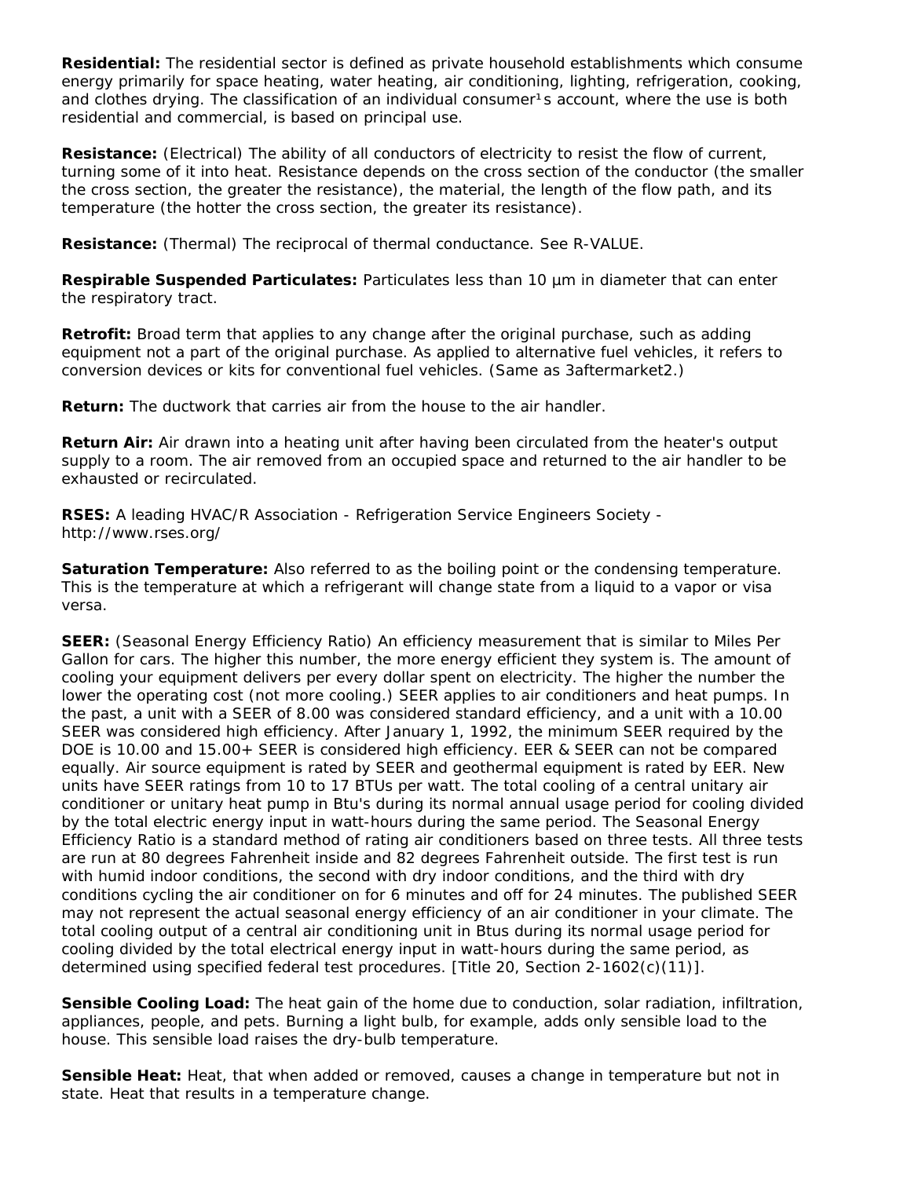**Residential:** The residential sector is defined as private household establishments which consume energy primarily for space heating, water heating, air conditioning, lighting, refrigeration, cooking, and clothes drying. The classification of an individual consumer¹s account, where the use is both residential and commercial, is based on principal use.

**Resistance:** (Electrical) The ability of all conductors of electricity to resist the flow of current, turning some of it into heat. Resistance depends on the cross section of the conductor (the smaller the cross section, the greater the resistance), the material, the length of the flow path, and its temperature (the hotter the cross section, the greater its resistance).

**Resistance:** (Thermal) The reciprocal of thermal conductance. See R-VALUE.

**Respirable Suspended Particulates:** Particulates less than 10 µm in diameter that can enter the respiratory tract.

**Retrofit:** Broad term that applies to any change after the original purchase, such as adding equipment not a part of the original purchase. As applied to alternative fuel vehicles, it refers to conversion devices or kits for conventional fuel vehicles. (Same as 3aftermarket2.)

**Return:** The ductwork that carries air from the house to the air handler.

**Return Air:** Air drawn into a heating unit after having been circulated from the heater's output supply to a room. The air removed from an occupied space and returned to the air handler to be exhausted or recirculated.

**RSES:** A leading HVAC/R Association - Refrigeration Service Engineers Society - http://www.rses.org/

**Saturation Temperature:** Also referred to as the boiling point or the condensing temperature. This is the temperature at which a refrigerant will change state from a liquid to a vapor or visa versa.

**SEER:** (Seasonal Energy Efficiency Ratio) An efficiency measurement that is similar to Miles Per Gallon for cars. The higher this number, the more energy efficient they system is. The amount of cooling your equipment delivers per every dollar spent on electricity. The higher the number the lower the operating cost (not more cooling.) SEER applies to air conditioners and heat pumps. In the past, a unit with a SEER of 8.00 was considered standard efficiency, and a unit with a 10.00 SEER was considered high efficiency. After January 1, 1992, the minimum SEER required by the DOE is 10.00 and 15.00+ SEER is considered high efficiency. EER & SEER can not be compared equally. Air source equipment is rated by SEER and geothermal equipment is rated by EER. New units have SEER ratings from 10 to 17 BTUs per watt. The total cooling of a central unitary air conditioner or unitary heat pump in Btu's during its normal annual usage period for cooling divided by the total electric energy input in watt-hours during the same period. The Seasonal Energy Efficiency Ratio is a standard method of rating air conditioners based on three tests. All three tests are run at 80 degrees Fahrenheit inside and 82 degrees Fahrenheit outside. The first test is run with humid indoor conditions, the second with dry indoor conditions, and the third with dry conditions cycling the air conditioner on for 6 minutes and off for 24 minutes. The published SEER may not represent the actual seasonal energy efficiency of an air conditioner in your climate. The total cooling output of a central air conditioning unit in Btus during its normal usage period for cooling divided by the total electrical energy input in watt-hours during the same period, as determined using specified federal test procedures. [Title 20, Section 2-1602(c)(11)].

**Sensible Cooling Load:** The heat gain of the home due to conduction, solar radiation, infiltration, appliances, people, and pets. Burning a light bulb, for example, adds only sensible load to the house. This sensible load raises the dry-bulb temperature.

**Sensible Heat:** Heat, that when added or removed, causes a change in temperature but not in state. Heat that results in a temperature change.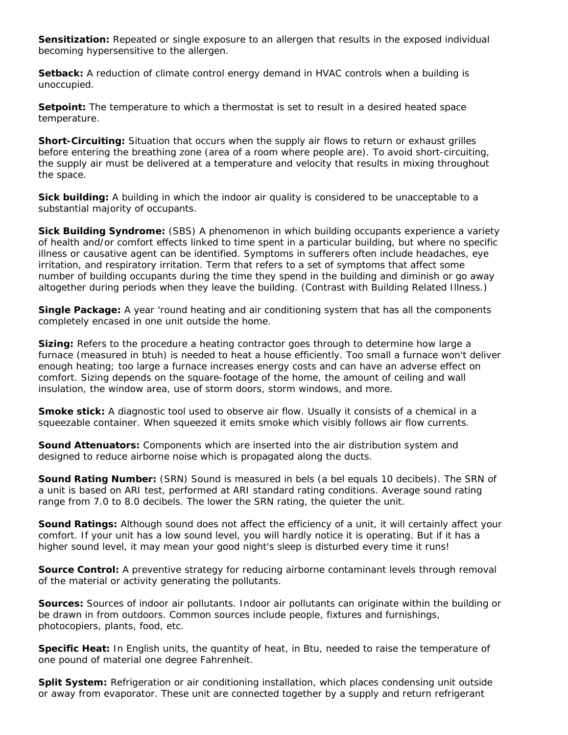**Sensitization:** Repeated or single exposure to an allergen that results in the exposed individual becoming hypersensitive to the allergen.

**Setback:** A reduction of climate control energy demand in HVAC controls when a building is unoccupied.

**Setpoint:** The temperature to which a thermostat is set to result in a desired heated space temperature.

**Short-Circuiting:** Situation that occurs when the supply air flows to return or exhaust grilles before entering the breathing zone (area of a room where people are). To avoid short-circuiting, the supply air must be delivered at a temperature and velocity that results in mixing throughout the space.

**Sick building:** A building in which the indoor air quality is considered to be unacceptable to a substantial majority of occupants.

**Sick Building Syndrome:** (SBS) A phenomenon in which building occupants experience a variety of health and/or comfort effects linked to time spent in a particular building, but where no specific illness or causative agent can be identified. Symptoms in sufferers often include headaches, eye irritation, and respiratory irritation. Term that refers to a set of symptoms that affect some number of building occupants during the time they spend in the building and diminish or go away altogether during periods when they leave the building. (Contrast with Building Related Illness.)

**Single Package:** A year 'round heating and air conditioning system that has all the components completely encased in one unit outside the home.

**Sizing:** Refers to the procedure a heating contractor goes through to determine how large a furnace (measured in btuh) is needed to heat a house efficiently. Too small a furnace won't deliver enough heating; too large a furnace increases energy costs and can have an adverse effect on comfort. Sizing depends on the square-footage of the home, the amount of ceiling and wall insulation, the window area, use of storm doors, storm windows, and more.

**Smoke stick:** A diagnostic tool used to observe air flow. Usually it consists of a chemical in a squeezable container. When squeezed it emits smoke which visibly follows air flow currents.

**Sound Attenuators:** Components which are inserted into the air distribution system and designed to reduce airborne noise which is propagated along the ducts.

**Sound Rating Number:** (SRN) Sound is measured in bels (a bel equals 10 decibels). The SRN of a unit is based on ARI test, performed at ARI standard rating conditions. Average sound rating range from 7.0 to 8.0 decibels. The lower the SRN rating, the quieter the unit.

**Sound Ratings:** Although sound does not affect the efficiency of a unit, it will certainly affect your comfort. If your unit has a low sound level, you will hardly notice it is operating. But if it has a higher sound level, it may mean your good night's sleep is disturbed every time it runs!

**Source Control:** A preventive strategy for reducing airborne contaminant levels through removal of the material or activity generating the pollutants.

**Sources:** Sources of indoor air pollutants. Indoor air pollutants can originate within the building or be drawn in from outdoors. Common sources include people, fixtures and furnishings, photocopiers, plants, food, etc.

**Specific Heat:** In English units, the quantity of heat, in Btu, needed to raise the temperature of one pound of material one degree Fahrenheit.

**Split System:** Refrigeration or air conditioning installation, which places condensing unit outside or away from evaporator. These unit are connected together by a supply and return refrigerant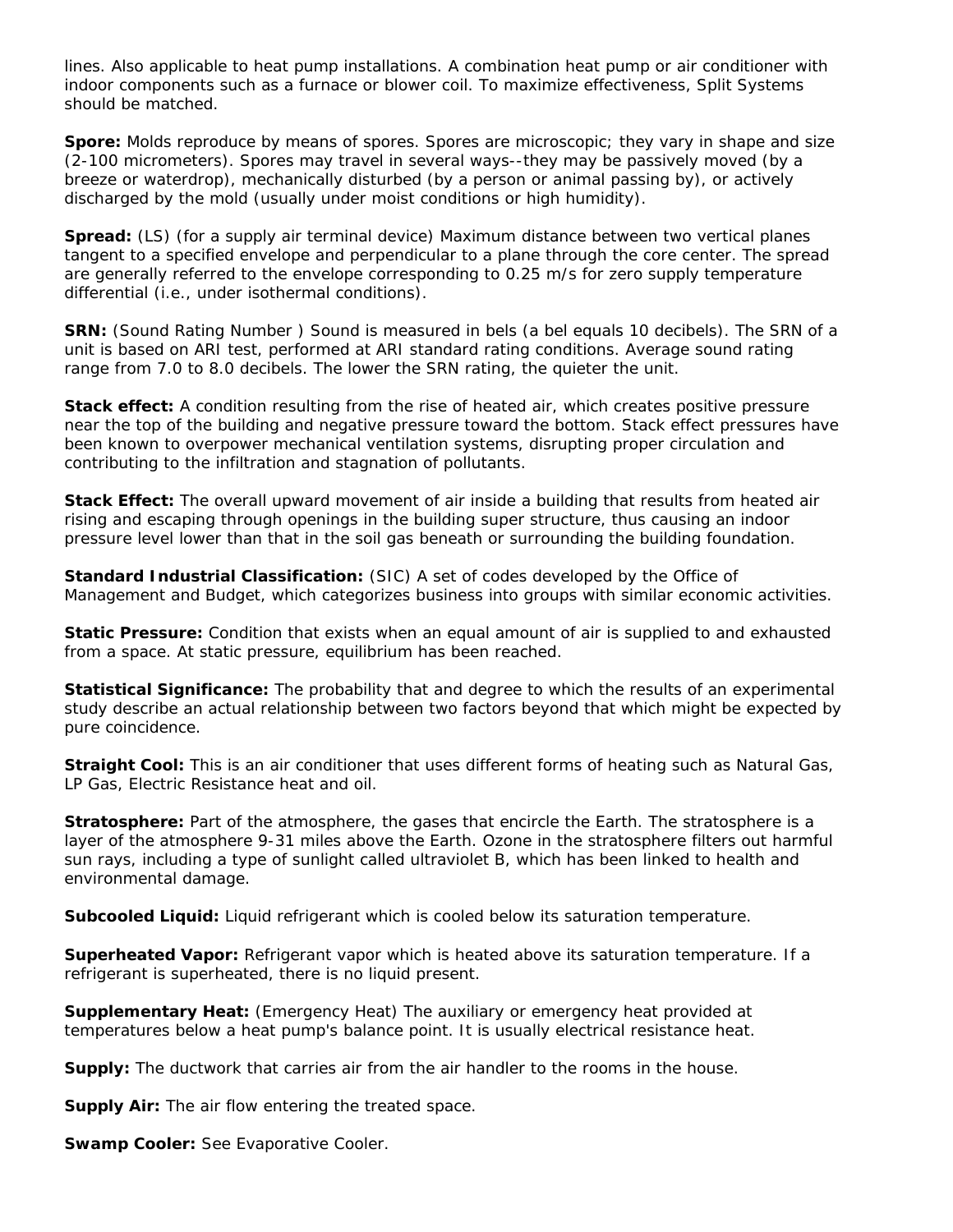lines. Also applicable to heat pump installations. A combination heat pump or air conditioner with indoor components such as a furnace or blower coil. To maximize effectiveness, Split Systems should be matched.

**Spore:** Molds reproduce by means of spores. Spores are microscopic; they vary in shape and size (2-100 micrometers). Spores may travel in several ways--they may be passively moved (by a breeze or waterdrop), mechanically disturbed (by a person or animal passing by), or actively discharged by the mold (usually under moist conditions or high humidity).

**Spread:** (LS) (for a supply air terminal device) Maximum distance between two vertical planes tangent to a specified envelope and perpendicular to a plane through the core center. The spread are generally referred to the envelope corresponding to 0.25 m/s for zero supply temperature differential (i.e., under isothermal conditions).

**SRN:** (Sound Rating Number ) Sound is measured in bels (a bel equals 10 decibels). The SRN of a unit is based on ARI test, performed at ARI standard rating conditions. Average sound rating range from 7.0 to 8.0 decibels. The lower the SRN rating, the quieter the unit.

**Stack effect:** A condition resulting from the rise of heated air, which creates positive pressure near the top of the building and negative pressure toward the bottom. Stack effect pressures have been known to overpower mechanical ventilation systems, disrupting proper circulation and contributing to the infiltration and stagnation of pollutants.

**Stack Effect:** The overall upward movement of air inside a building that results from heated air rising and escaping through openings in the building super structure, thus causing an indoor pressure level lower than that in the soil gas beneath or surrounding the building foundation.

**Standard Industrial Classification:** (SIC) A set of codes developed by the Office of Management and Budget, which categorizes business into groups with similar economic activities.

**Static Pressure:** Condition that exists when an equal amount of air is supplied to and exhausted from a space. At static pressure, equilibrium has been reached.

**Statistical Significance:** The probability that and degree to which the results of an experimental study describe an actual relationship between two factors beyond that which might be expected by pure coincidence.

**Straight Cool:** This is an air conditioner that uses different forms of heating such as Natural Gas, LP Gas, Electric Resistance heat and oil.

**Stratosphere:** Part of the atmosphere, the gases that encircle the Earth. The stratosphere is a layer of the atmosphere 9-31 miles above the Earth. Ozone in the stratosphere filters out harmful sun rays, including a type of sunlight called ultraviolet B, which has been linked to health and environmental damage.

**Subcooled Liquid:** Liquid refrigerant which is cooled below its saturation temperature.

**Superheated Vapor:** Refrigerant vapor which is heated above its saturation temperature. If a refrigerant is superheated, there is no liquid present.

**Supplementary Heat:** (Emergency Heat) The auxiliary or emergency heat provided at temperatures below a heat pump's balance point. It is usually electrical resistance heat.

**Supply:** The ductwork that carries air from the air handler to the rooms in the house.

**Supply Air:** The air flow entering the treated space.

**Swamp Cooler:** See Evaporative Cooler.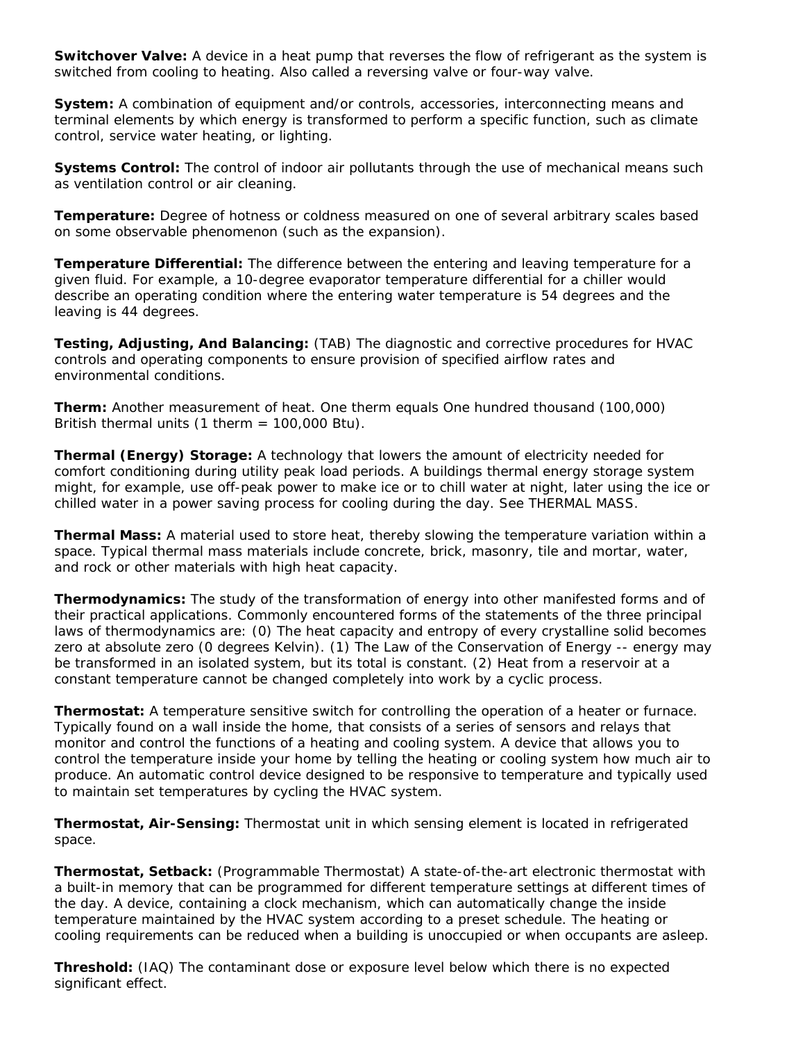**Switchover Valve:** A device in a heat pump that reverses the flow of refrigerant as the system is switched from cooling to heating. Also called a reversing valve or four-way valve.

**System:** A combination of equipment and/or controls, accessories, interconnecting means and terminal elements by which energy is transformed to perform a specific function, such as climate control, service water heating, or lighting.

**Systems Control:** The control of indoor air pollutants through the use of mechanical means such as ventilation control or air cleaning.

**Temperature:** Degree of hotness or coldness measured on one of several arbitrary scales based on some observable phenomenon (such as the expansion).

**Temperature Differential:** The difference between the entering and leaving temperature for a given fluid. For example, a 10-degree evaporator temperature differential for a chiller would describe an operating condition where the entering water temperature is 54 degrees and the leaving is 44 degrees.

**Testing, Adjusting, And Balancing:** (TAB) The diagnostic and corrective procedures for HVAC controls and operating components to ensure provision of specified airflow rates and environmental conditions.

**Therm:** Another measurement of heat. One therm equals One hundred thousand (100,000) British thermal units (1 therm = 100,000 Btu).

**Thermal (Energy) Storage:** A technology that lowers the amount of electricity needed for comfort conditioning during utility peak load periods. A buildings thermal energy storage system might, for example, use off-peak power to make ice or to chill water at night, later using the ice or chilled water in a power saving process for cooling during the day. See THERMAL MASS.

**Thermal Mass:** A material used to store heat, thereby slowing the temperature variation within a space. Typical thermal mass materials include concrete, brick, masonry, tile and mortar, water, and rock or other materials with high heat capacity.

**Thermodynamics:** The study of the transformation of energy into other manifested forms and of their practical applications. Commonly encountered forms of the statements of the three principal laws of thermodynamics are: (0) The heat capacity and entropy of every crystalline solid becomes zero at absolute zero (0 degrees Kelvin). (1) The Law of the Conservation of Energy -- energy may be transformed in an isolated system, but its total is constant. (2) Heat from a reservoir at a constant temperature cannot be changed completely into work by a cyclic process.

**Thermostat:** A temperature sensitive switch for controlling the operation of a heater or furnace. Typically found on a wall inside the home, that consists of a series of sensors and relays that monitor and control the functions of a heating and cooling system. A device that allows you to control the temperature inside your home by telling the heating or cooling system how much air to produce. An automatic control device designed to be responsive to temperature and typically used to maintain set temperatures by cycling the HVAC system.

**Thermostat, Air-Sensing:** Thermostat unit in which sensing element is located in refrigerated space.

**Thermostat, Setback:** (Programmable Thermostat) A state-of-the-art electronic thermostat with a built-in memory that can be programmed for different temperature settings at different times of the day. A device, containing a clock mechanism, which can automatically change the inside temperature maintained by the HVAC system according to a preset schedule. The heating or cooling requirements can be reduced when a building is unoccupied or when occupants are asleep.

**Threshold:** (IAQ) The contaminant dose or exposure level below which there is no expected significant effect.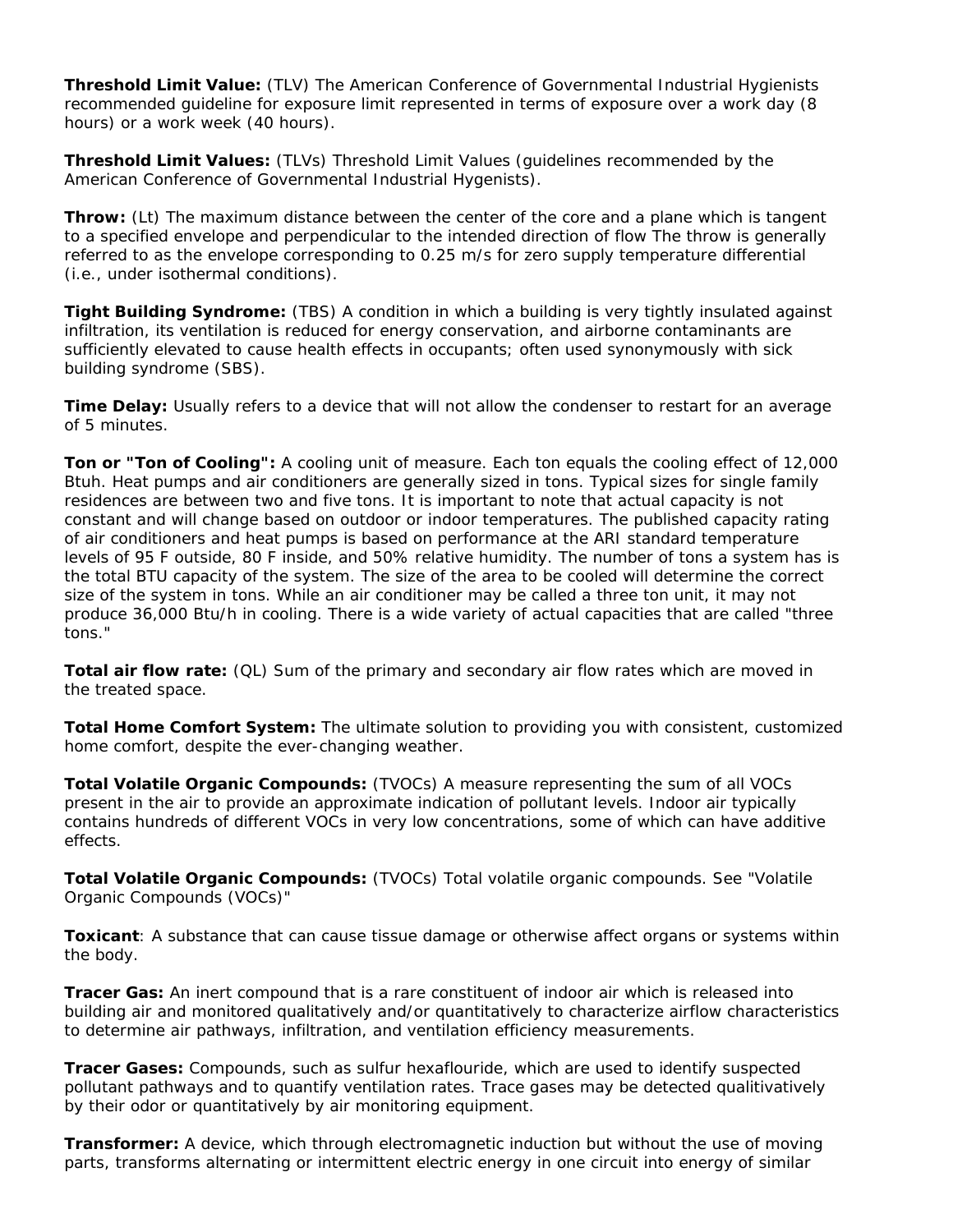**Threshold Limit Value:** (TLV) The American Conference of Governmental Industrial Hygienists recommended guideline for exposure limit represented in terms of exposure over a work day (8 hours) or a work week (40 hours).

**Threshold Limit Values:** (TLVs) Threshold Limit Values (guidelines recommended by the American Conference of Governmental Industrial Hygenists).

**Throw:** (Lt) The maximum distance between the center of the core and a plane which is tangent to a specified envelope and perpendicular to the intended direction of flow The throw is generally referred to as the envelope corresponding to 0.25 m/s for zero supply temperature differential (i.e., under isothermal conditions).

**Tight Building Syndrome:** (TBS) A condition in which a building is very tightly insulated against infiltration, its ventilation is reduced for energy conservation, and airborne contaminants are sufficiently elevated to cause health effects in occupants; often used synonymously with sick building syndrome (SBS).

**Time Delay:** Usually refers to a device that will not allow the condenser to restart for an average of 5 minutes.

**Ton or "Ton of Cooling":** A cooling unit of measure. Each ton equals the cooling effect of 12,000 Btuh. Heat pumps and air conditioners are generally sized in tons. Typical sizes for single family residences are between two and five tons. It is important to note that actual capacity is not constant and will change based on outdoor or indoor temperatures. The published capacity rating of air conditioners and heat pumps is based on performance at the ARI standard temperature levels of 95 F outside, 80 F inside, and 50% relative humidity. The number of tons a system has is the total BTU capacity of the system. The size of the area to be cooled will determine the correct size of the system in tons. While an air conditioner may be called a three ton unit, it may not produce 36,000 Btu/h in cooling. There is a wide variety of actual capacities that are called "three tons."

**Total air flow rate:** (QL) Sum of the primary and secondary air flow rates which are moved in the treated space.

**Total Home Comfort System:** The ultimate solution to providing you with consistent, customized home comfort, despite the ever-changing weather.

**Total Volatile Organic Compounds:** (TVOCs) A measure representing the sum of all VOCs present in the air to provide an approximate indication of pollutant levels. Indoor air typically contains hundreds of different VOCs in very low concentrations, some of which can have additive effects.

**Total Volatile Organic Compounds:** (TVOCs) Total volatile organic compounds. See "Volatile Organic Compounds (VOCs)"

**Toxicant**: A substance that can cause tissue damage or otherwise affect organs or systems within the body.

**Tracer Gas:** An inert compound that is a rare constituent of indoor air which is released into building air and monitored qualitatively and/or quantitatively to characterize airflow characteristics to determine air pathways, infiltration, and ventilation efficiency measurements.

**Tracer Gases:** Compounds, such as sulfur hexaflouride, which are used to identify suspected pollutant pathways and to quantify ventilation rates. Trace gases may be detected qualitivatively by their odor or quantitatively by air monitoring equipment.

**Transformer:** A device, which through electromagnetic induction but without the use of moving parts, transforms alternating or intermittent electric energy in one circuit into energy of similar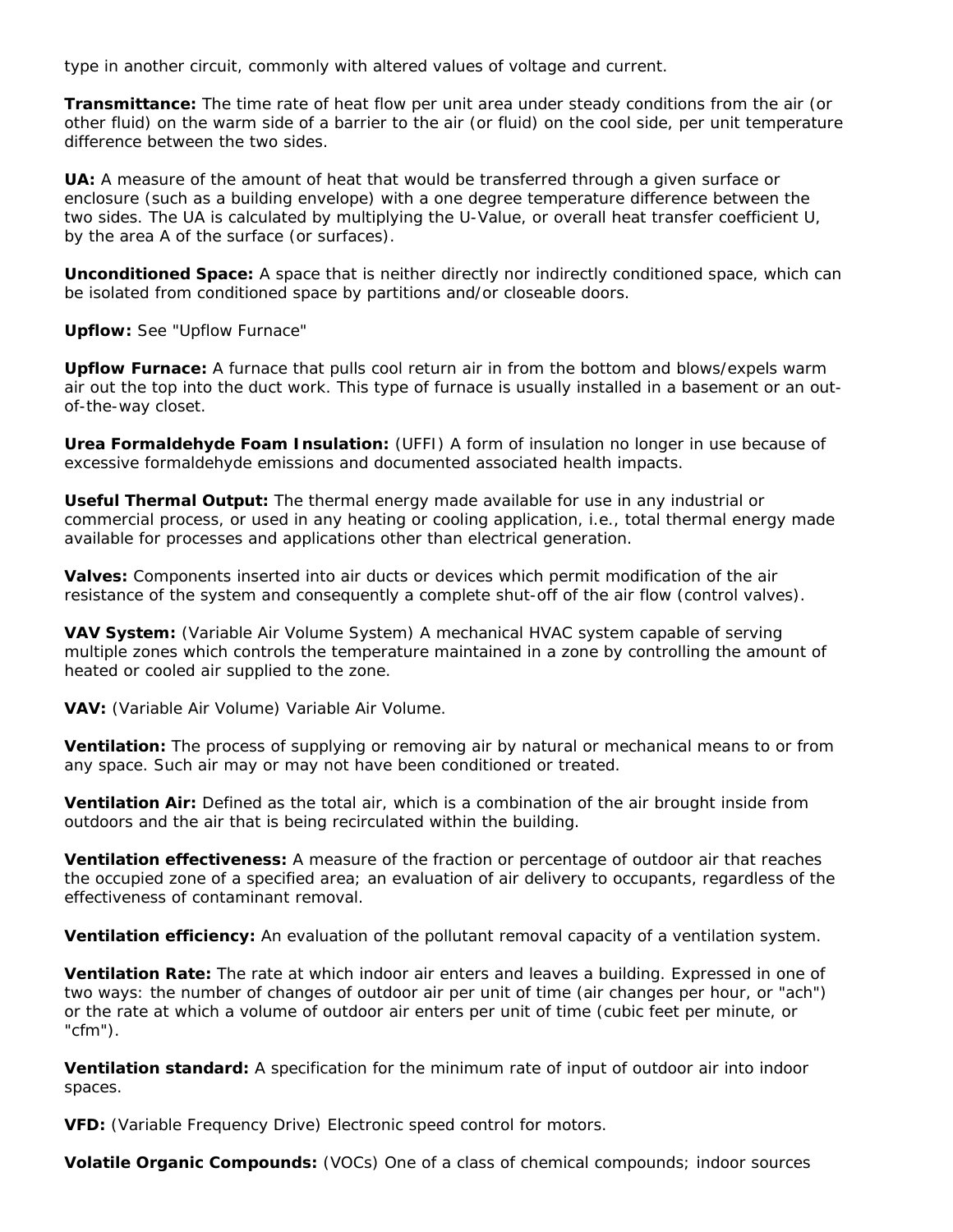type in another circuit, commonly with altered values of voltage and current.

**Transmittance:** The time rate of heat flow per unit area under steady conditions from the air (or other fluid) on the warm side of a barrier to the air (or fluid) on the cool side, per unit temperature difference between the two sides.

**UA:** A measure of the amount of heat that would be transferred through a given surface or enclosure (such as a building envelope) with a one degree temperature difference between the two sides. The UA is calculated by multiplying the U-Value, or overall heat transfer coefficient U, by the area A of the surface (or surfaces).

**Unconditioned Space:** A space that is neither directly nor indirectly conditioned space, which can be isolated from conditioned space by partitions and/or closeable doors.

**Upflow:** See "Upflow Furnace"

**Upflow Furnace:** A furnace that pulls cool return air in from the bottom and blows/expels warm air out the top into the duct work. This type of furnace is usually installed in a basement or an out-of-the-way closet.

**Urea Formaldehyde Foam Insulation:** (UFFI) A form of insulation no longer in use because of excessive formaldehyde emissions and documented associated health impacts.

**Useful Thermal Output:** The thermal energy made available for use in any industrial or commercial process, or used in any heating or cooling application, i.e., total thermal energy made available for processes and applications other than electrical generation.

**Valves:** Components inserted into air ducts or devices which permit modification of the air resistance of the system and consequently a complete shut-off of the air flow (control valves).

**VAV System:** (Variable Air Volume System) A mechanical HVAC system capable of serving multiple zones which controls the temperature maintained in a zone by controlling the amount of heated or cooled air supplied to the zone.

**VAV:** (Variable Air Volume) Variable Air Volume.

**Ventilation:** The process of supplying or removing air by natural or mechanical means to or from any space. Such air may or may not have been conditioned or treated.

**Ventilation Air:** Defined as the total air, which is a combination of the air brought inside from outdoors and the air that is being recirculated within the building.

**Ventilation effectiveness:** A measure of the fraction or percentage of outdoor air that reaches the occupied zone of a specified area; an evaluation of air delivery to occupants, regardless of the effectiveness of contaminant removal.

**Ventilation efficiency:** An evaluation of the pollutant removal capacity of a ventilation system.

**Ventilation Rate:** The rate at which indoor air enters and leaves a building. Expressed in one of two ways: the number of changes of outdoor air per unit of time (air changes per hour, or "ach") or the rate at which a volume of outdoor air enters per unit of time (cubic feet per minute, or "cfm").

**Ventilation standard:** A specification for the minimum rate of input of outdoor air into indoor spaces.

**VFD:** (Variable Frequency Drive) Electronic speed control for motors.

**Volatile Organic Compounds:** (VOCs) One of a class of chemical compounds; indoor sources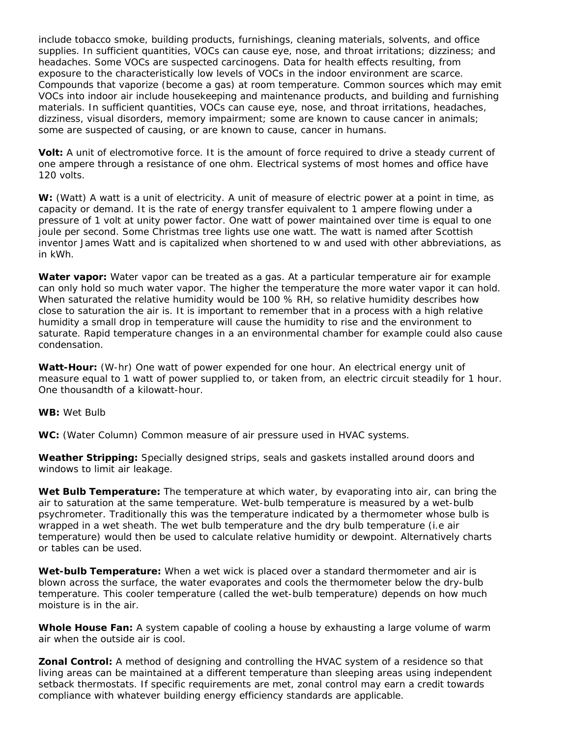include tobacco smoke, building products, furnishings, cleaning materials, solvents, and office supplies. In sufficient quantities, VOCs can cause eye, nose, and throat irritations; dizziness; and headaches. Some VOCs are suspected carcinogens. Data for health effects resulting, from exposure to the characteristically low levels of VOCs in the indoor environment are scarce. Compounds that vaporize (become a gas) at room temperature. Common sources which may emit VOCs into indoor air include housekeeping and maintenance products, and building and furnishing materials. In sufficient quantities, VOCs can cause eye, nose, and throat irritations, headaches, dizziness, visual disorders, memory impairment; some are known to cause cancer in animals; some are suspected of causing, or are known to cause, cancer in humans.

**Volt:** A unit of electromotive force. It is the amount of force required to drive a steady current of one ampere through a resistance of one ohm. Electrical systems of most homes and office have 120 volts.

**W:** (Watt) A watt is a unit of electricity. A unit of measure of electric power at a point in time, as capacity or demand. It is the rate of energy transfer equivalent to 1 ampere flowing under a pressure of 1 volt at unity power factor. One watt of power maintained over time is equal to one joule per second. Some Christmas tree lights use one watt. The watt is named after Scottish inventor James Watt and is capitalized when shortened to w and used with other abbreviations, as in kWh.

**Water vapor:** Water vapor can be treated as a gas. At a particular temperature air for example can only hold so much water vapor. The higher the temperature the more water vapor it can hold. When saturated the relative humidity would be 100 % RH, so relative humidity describes how close to saturation the air is. It is important to remember that in a process with a high relative humidity a small drop in temperature will cause the humidity to rise and the environment to saturate. Rapid temperature changes in a an environmental chamber for example could also cause condensation.

**Watt-Hour:** (W-hr) One watt of power expended for one hour. An electrical energy unit of measure equal to 1 watt of power supplied to, or taken from, an electric circuit steadily for 1 hour. One thousandth of a kilowatt-hour.

**WB:** Wet Bulb

**WC:** (Water Column) Common measure of air pressure used in HVAC systems.

**Weather Stripping:** Specially designed strips, seals and gaskets installed around doors and windows to limit air leakage.

**Wet Bulb Temperature:** The temperature at which water, by evaporating into air, can bring the air to saturation at the same temperature. Wet-bulb temperature is measured by a wet-bulb psychrometer. Traditionally this was the temperature indicated by a thermometer whose bulb is wrapped in a wet sheath. The wet bulb temperature and the dry bulb temperature (i.e air temperature) would then be used to calculate relative humidity or dewpoint. Alternatively charts or tables can be used.

**Wet-bulb Temperature:** When a wet wick is placed over a standard thermometer and air is blown across the surface, the water evaporates and cools the thermometer below the dry-bulb temperature. This cooler temperature (called the wet-bulb temperature) depends on how much moisture is in the air.

**Whole House Fan:** A system capable of cooling a house by exhausting a large volume of warm air when the outside air is cool.

**Zonal Control:** A method of designing and controlling the HVAC system of a residence so that living areas can be maintained at a different temperature than sleeping areas using independent setback thermostats. If specific requirements are met, zonal control may earn a credit towards compliance with whatever building energy efficiency standards are applicable.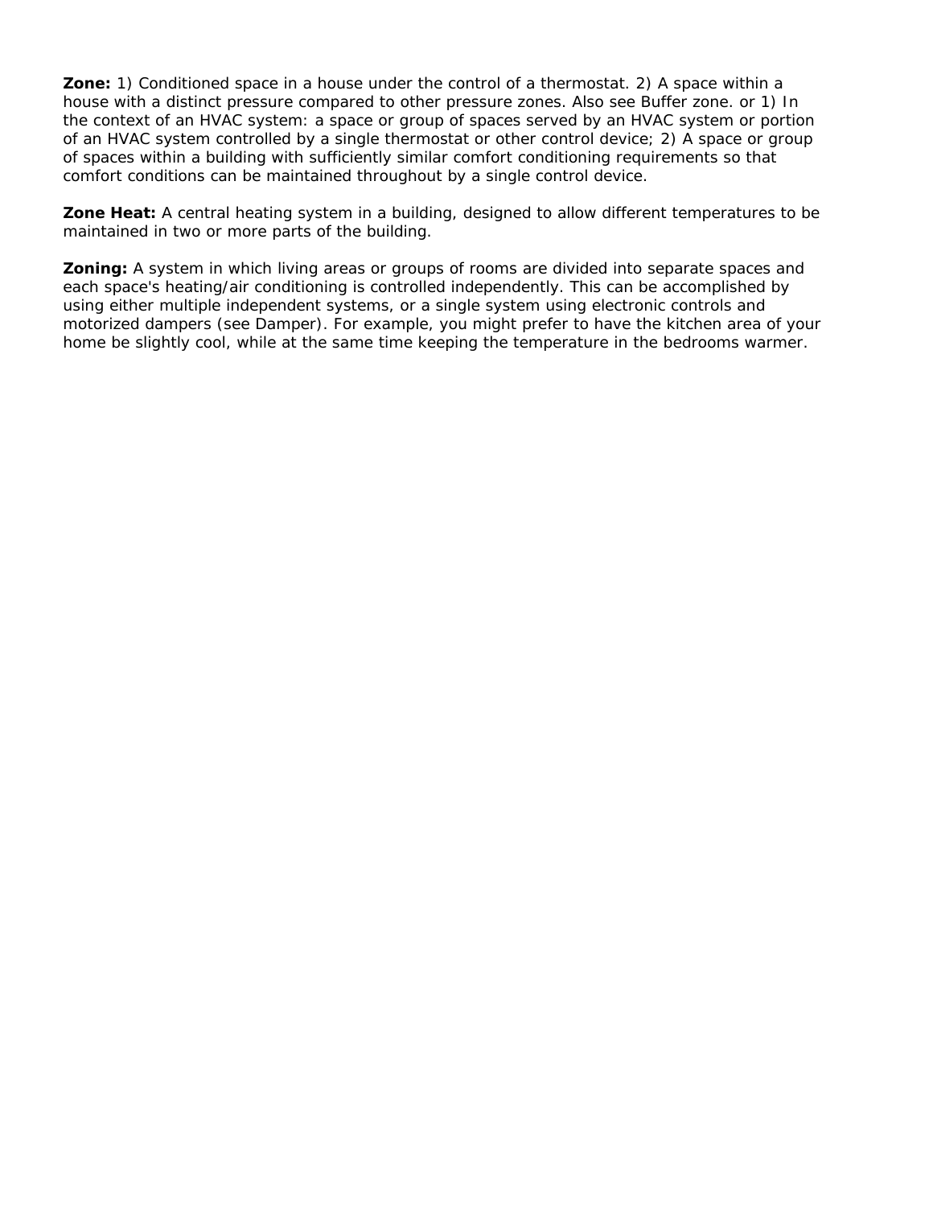**Zone:** 1) Conditioned space in a house under the control of a thermostat. 2) A space within a house with a distinct pressure compared to other pressure zones. Also see Buffer zone. or 1) In the context of an HVAC system: a space or group of spaces served by an HVAC system or portion of an HVAC system controlled by a single thermostat or other control device; 2) A space or group of spaces within a building with sufficiently similar comfort conditioning requirements so that comfort conditions can be maintained throughout by a single control device.

**Zone Heat:** A central heating system in a building, designed to allow different temperatures to be maintained in two or more parts of the building.

**Zoning:** A system in which living areas or groups of rooms are divided into separate spaces and each space's heating/air conditioning is controlled independently. This can be accomplished by using either multiple independent systems, or a single system using electronic controls and motorized dampers (see Damper). For example, you might prefer to have the kitchen area of your home be slightly cool, while at the same time keeping the temperature in the bedrooms warmer.